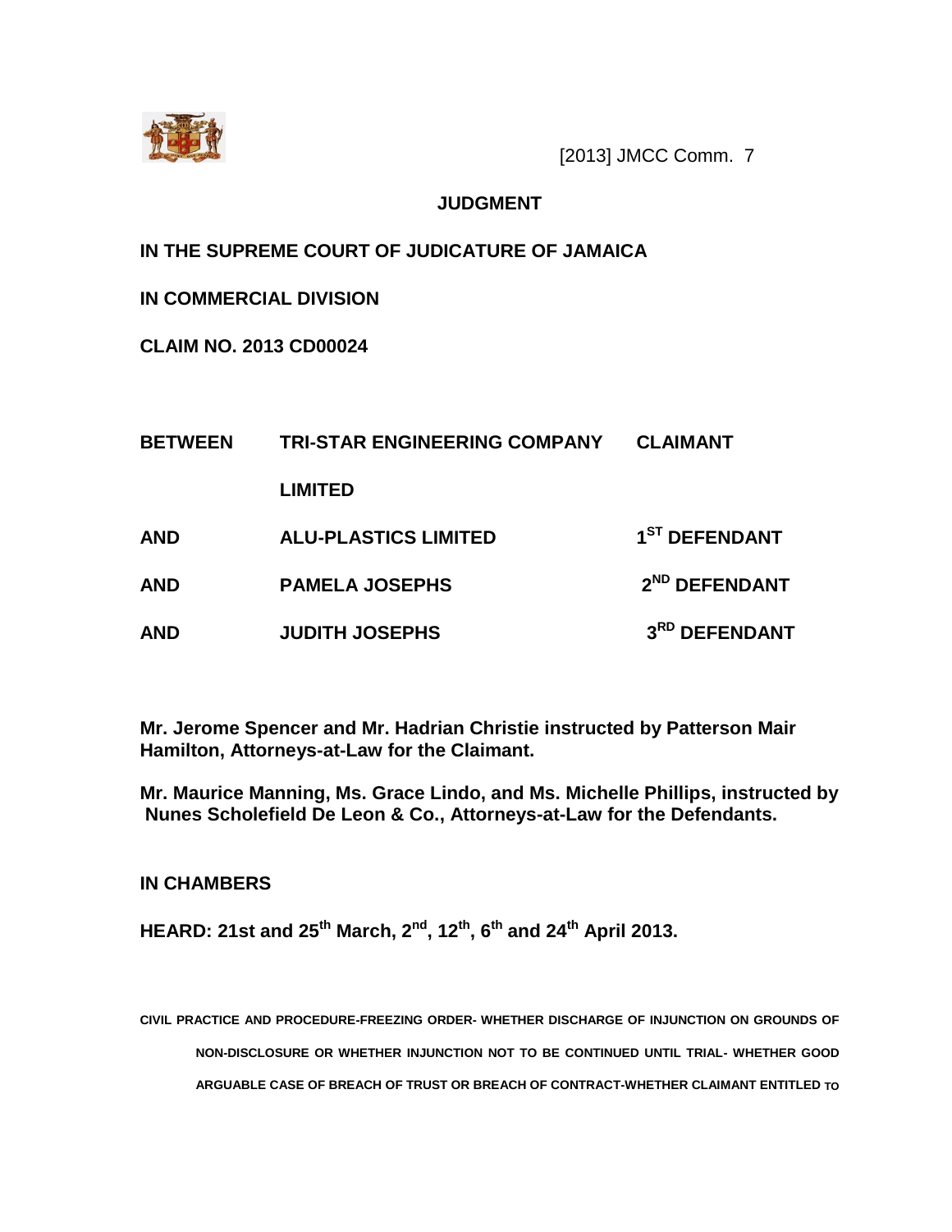[2013] JMCC Comm. 7

**JUDGMENT**

**IN THE SUPREME COURT OF JUDICATURE OF JAMAICA**

**IN COMMERCIAL DIVISION**

**CLAIM NO. 2013 CD00024**

| | | |
|---|---|---|
| **BETWEEN** | **TRI-STAR ENGINEERING COMPANY LIMITED** | **CLAIMANT** |
| **AND** | **ALU-PLASTICS LIMITED** | **1ST DEFENDANT** |
| **AND** | **PAMELA JOSEPHS** | **2ND DEFENDANT** |
| **AND** | **JUDITH JOSEPHS** | **3RD DEFENDANT** |

**Mr. Jerome Spencer and Mr. Hadrian Christie instructed by Patterson Mair Hamilton, Attorneys-at-Law for the Claimant.**

**Mr. Maurice Manning, Ms. Grace Lindo, and Ms. Michelle Phillips, instructed by Nunes Scholefield De Leon & Co., Attorneys-at-Law for the Defendants.**

**IN CHAMBERS**

**HEARD: 21st and 25th March, 2nd, 12th, 6th and 24th April 2013.**

**CIVIL PRACTICE AND PROCEDURE-FREEZING ORDER- WHETHER DISCHARGE OF INJUNCTION ON GROUNDS OF NON-DISCLOSURE OR WHETHER INJUNCTION NOT TO BE CONTINUED UNTIL TRIAL- WHETHER GOOD ARGUABLE CASE OF BREACH OF TRUST OR BREACH OF CONTRACT-WHETHER CLAIMANT ENTITLED TO**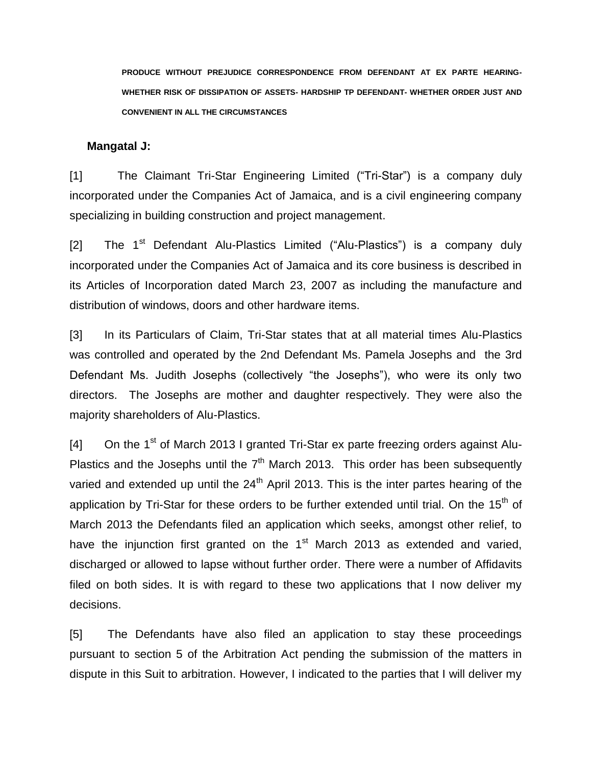**PRODUCE WITHOUT PREJUDICE CORRESPONDENCE FROM DEFENDANT AT EX PARTE HEARING- WHETHER RISK OF DISSIPATION OF ASSETS- HARDSHIP TP DEFENDANT- WHETHER ORDER JUST AND CONVENIENT IN ALL THE CIRCUMSTANCES**

**Mangatal J:**

[1] The Claimant Tri-Star Engineering Limited ("Tri-Star") is a company duly incorporated under the Companies Act of Jamaica, and is a civil engineering company specializing in building construction and project management.

[2] The 1st Defendant Alu-Plastics Limited ("Alu-Plastics") is a company duly incorporated under the Companies Act of Jamaica and its core business is described in its Articles of Incorporation dated March 23, 2007 as including the manufacture and distribution of windows, doors and other hardware items.

[3] In its Particulars of Claim, Tri-Star states that at all material times Alu-Plastics was controlled and operated by the 2nd Defendant Ms. Pamela Josephs and the 3rd Defendant Ms. Judith Josephs (collectively "the Josephs"), who were its only two directors. The Josephs are mother and daughter respectively. They were also the majority shareholders of Alu-Plastics.

[4] On the 1st of March 2013 I granted Tri-Star ex parte freezing orders against Alu-Plastics and the Josephs until the 7th March 2013. This order has been subsequently varied and extended up until the 24th April 2013. This is the inter partes hearing of the application by Tri-Star for these orders to be further extended until trial. On the 15th of March 2013 the Defendants filed an application which seeks, amongst other relief, to have the injunction first granted on the 1st March 2013 as extended and varied, discharged or allowed to lapse without further order. There were a number of Affidavits filed on both sides. It is with regard to these two applications that I now deliver my decisions.

[5] The Defendants have also filed an application to stay these proceedings pursuant to section 5 of the Arbitration Act pending the submission of the matters in dispute in this Suit to arbitration. However, I indicated to the parties that I will deliver my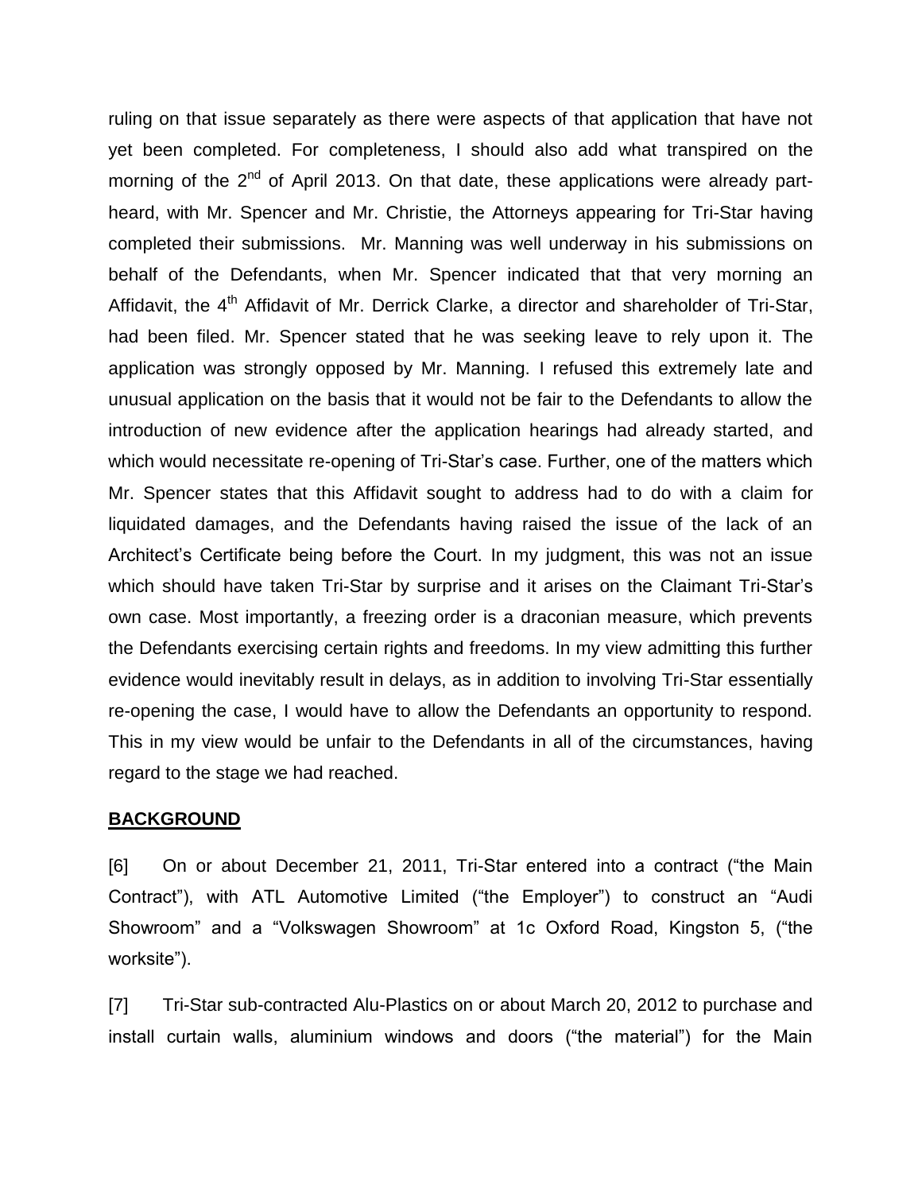ruling on that issue separately as there were aspects of that application that have not yet been completed. For completeness, I should also add what transpired on the morning of the 2nd of April 2013. On that date, these applications were already part-heard, with Mr. Spencer and Mr. Christie, the Attorneys appearing for Tri-Star having completed their submissions. Mr. Manning was well underway in his submissions on behalf of the Defendants, when Mr. Spencer indicated that that very morning an Affidavit, the 4th Affidavit of Mr. Derrick Clarke, a director and shareholder of Tri-Star, had been filed. Mr. Spencer stated that he was seeking leave to rely upon it. The application was strongly opposed by Mr. Manning. I refused this extremely late and unusual application on the basis that it would not be fair to the Defendants to allow the introduction of new evidence after the application hearings had already started, and which would necessitate re-opening of Tri-Star's case. Further, one of the matters which Mr. Spencer states that this Affidavit sought to address had to do with a claim for liquidated damages, and the Defendants having raised the issue of the lack of an Architect's Certificate being before the Court. In my judgment, this was not an issue which should have taken Tri-Star by surprise and it arises on the Claimant Tri-Star's own case. Most importantly, a freezing order is a draconian measure, which prevents the Defendants exercising certain rights and freedoms. In my view admitting this further evidence would inevitably result in delays, as in addition to involving Tri-Star essentially re-opening the case, I would have to allow the Defendants an opportunity to respond. This in my view would be unfair to the Defendants in all of the circumstances, having regard to the stage we had reached.

## BACKGROUND

[6] On or about December 21, 2011, Tri-Star entered into a contract ("the Main Contract"), with ATL Automotive Limited ("the Employer") to construct an "Audi Showroom" and a "Volkswagen Showroom" at 1c Oxford Road, Kingston 5, ("the worksite").

[7] Tri-Star sub-contracted Alu-Plastics on or about March 20, 2012 to purchase and install curtain walls, aluminium windows and doors ("the material") for the Main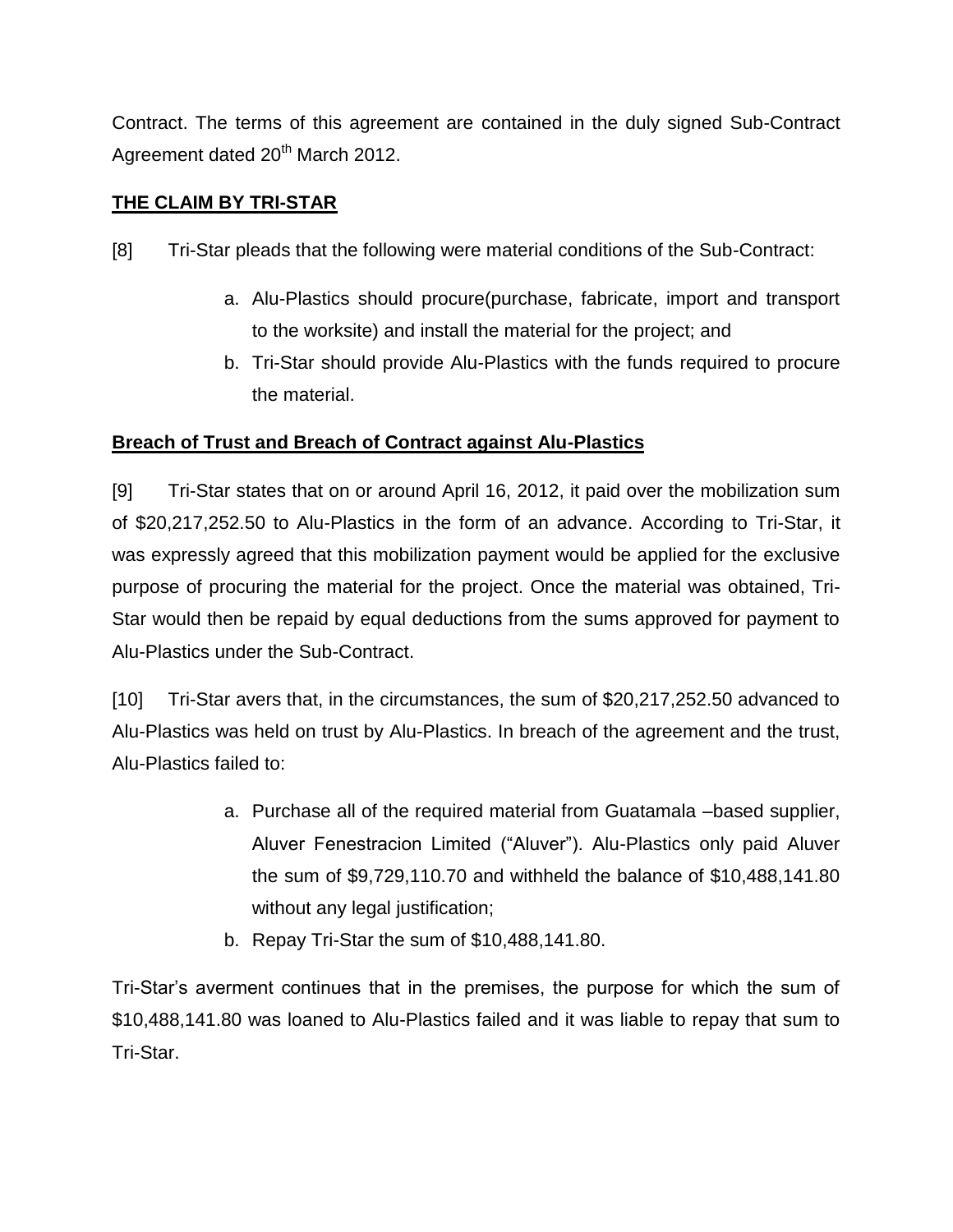Contract. The terms of this agreement are contained in the duly signed Sub-Contract Agreement dated 20th March 2012.

## **THE CLAIM BY TRI-STAR**

[8] Tri-Star pleads that the following were material conditions of the Sub-Contract:

a. Alu-Plastics should procure(purchase, fabricate, import and transport to the worksite) and install the material for the project; and

b. Tri-Star should provide Alu-Plastics with the funds required to procure the material.

### **Breach of Trust and Breach of Contract against Alu-Plastics**

[9] Tri-Star states that on or around April 16, 2012, it paid over the mobilization sum of $20,217,252.50 to Alu-Plastics in the form of an advance. According to Tri-Star, it was expressly agreed that this mobilization payment would be applied for the exclusive purpose of procuring the material for the project. Once the material was obtained, Tri-Star would then be repaid by equal deductions from the sums approved for payment to Alu-Plastics under the Sub-Contract.

[10] Tri-Star avers that, in the circumstances, the sum of $20,217,252.50 advanced to Alu-Plastics was held on trust by Alu-Plastics. In breach of the agreement and the trust, Alu-Plastics failed to:

a. Purchase all of the required material from Guatamala –based supplier, Aluver Fenestracion Limited ("Aluver"). Alu-Plastics only paid Aluver the sum of $9,729,110.70 and withheld the balance of $10,488,141.80 without any legal justification;

b. Repay Tri-Star the sum of $10,488,141.80.

Tri-Star's averment continues that in the premises, the purpose for which the sum of $10,488,141.80 was loaned to Alu-Plastics failed and it was liable to repay that sum to Tri-Star.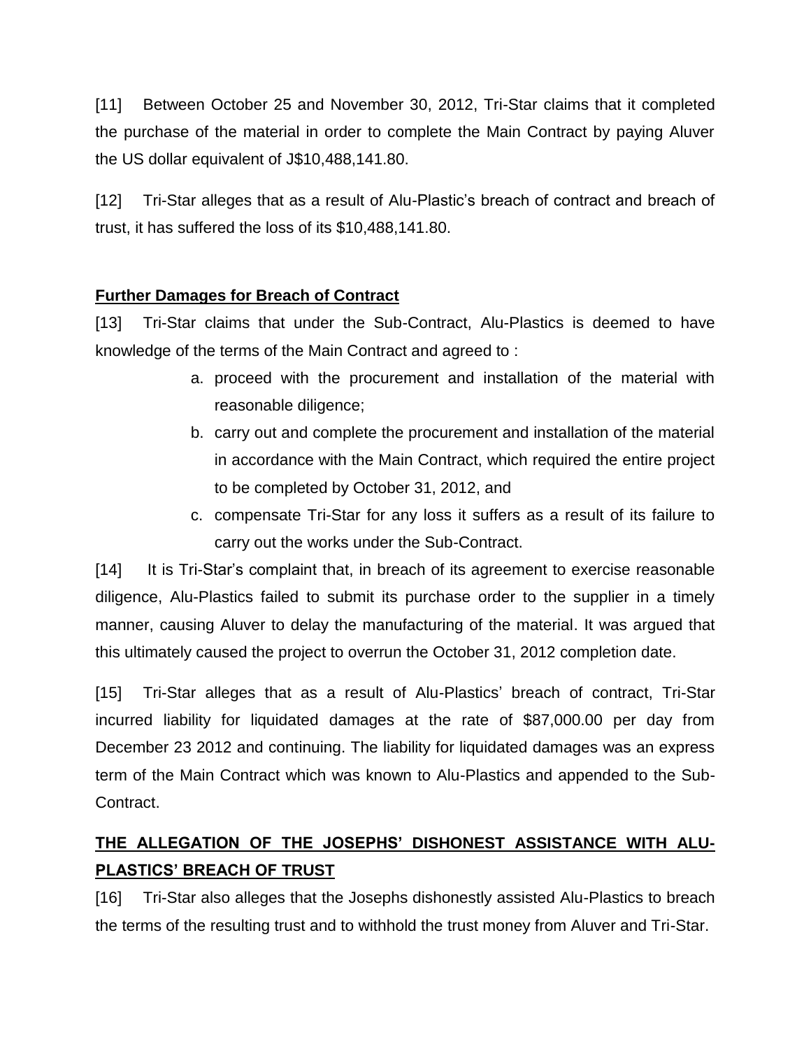[11] Between October 25 and November 30, 2012, Tri-Star claims that it completed the purchase of the material in order to complete the Main Contract by paying Aluver the US dollar equivalent of J$10,488,141.80.

[12] Tri-Star alleges that as a result of Alu-Plastic's breach of contract and breach of trust, it has suffered the loss of its $10,488,141.80.

**Further Damages for Breach of Contract**

[13] Tri-Star claims that under the Sub-Contract, Alu-Plastics is deemed to have knowledge of the terms of the Main Contract and agreed to :

a. proceed with the procurement and installation of the material with reasonable diligence;
b. carry out and complete the procurement and installation of the material in accordance with the Main Contract, which required the entire project to be completed by October 31, 2012, and
c. compensate Tri-Star for any loss it suffers as a result of its failure to carry out the works under the Sub-Contract.

[14] It is Tri-Star's complaint that, in breach of its agreement to exercise reasonable diligence, Alu-Plastics failed to submit its purchase order to the supplier in a timely manner, causing Aluver to delay the manufacturing of the material. It was argued that this ultimately caused the project to overrun the October 31, 2012 completion date.

[15] Tri-Star alleges that as a result of Alu-Plastics' breach of contract, Tri-Star incurred liability for liquidated damages at the rate of $87,000.00 per day from December 23 2012 and continuing. The liability for liquidated damages was an express term of the Main Contract which was known to Alu-Plastics and appended to the Sub-Contract.

**THE ALLEGATION OF THE JOSEPHS' DISHONEST ASSISTANCE WITH ALU-PLASTICS' BREACH OF TRUST**

[16] Tri-Star also alleges that the Josephs dishonestly assisted Alu-Plastics to breach the terms of the resulting trust and to withhold the trust money from Aluver and Tri-Star.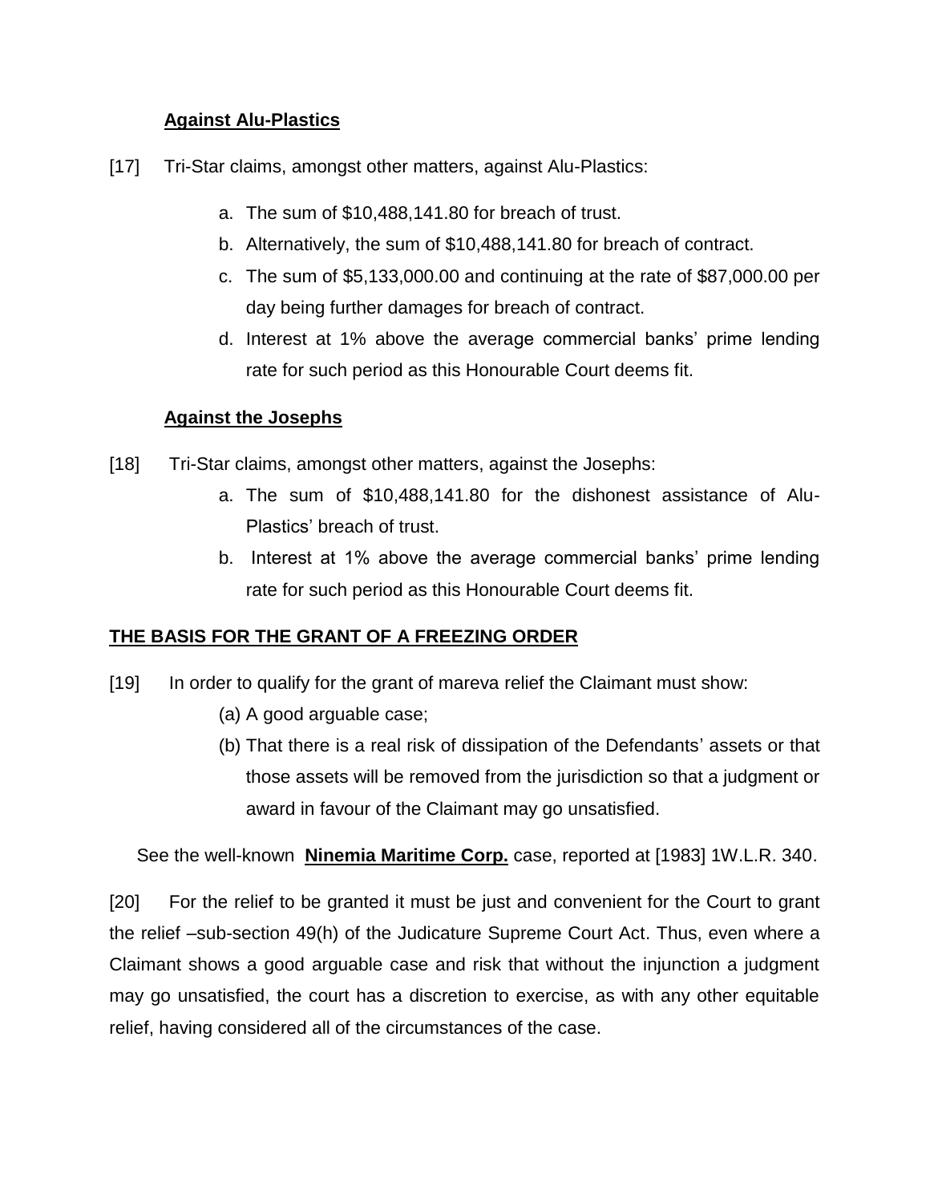**Against Alu-Plastics**

[17] Tri-Star claims, amongst other matters, against Alu-Plastics:

a. The sum of $10,488,141.80 for breach of trust.
b. Alternatively, the sum of $10,488,141.80 for breach of contract.
c. The sum of $5,133,000.00 and continuing at the rate of $87,000.00 per day being further damages for breach of contract.
d. Interest at 1% above the average commercial banks' prime lending rate for such period as this Honourable Court deems fit.

**Against the Josephs**

[18] Tri-Star claims, amongst other matters, against the Josephs:

a. The sum of $10,488,141.80 for the dishonest assistance of Alu-Plastics' breach of trust.
b. Interest at 1% above the average commercial banks' prime lending rate for such period as this Honourable Court deems fit.

**THE BASIS FOR THE GRANT OF A FREEZING ORDER**

[19] In order to qualify for the grant of mareva relief the Claimant must show:

(a) A good arguable case;
(b) That there is a real risk of dissipation of the Defendants' assets or that those assets will be removed from the jurisdiction so that a judgment or award in favour of the Claimant may go unsatisfied.

See the well-known **Ninemia Maritime Corp.** case, reported at [1983] 1W.L.R. 340.

[20] For the relief to be granted it must be just and convenient for the Court to grant the relief –sub-section 49(h) of the Judicature Supreme Court Act. Thus, even where a Claimant shows a good arguable case and risk that without the injunction a judgment may go unsatisfied, the court has a discretion to exercise, as with any other equitable relief, having considered all of the circumstances of the case.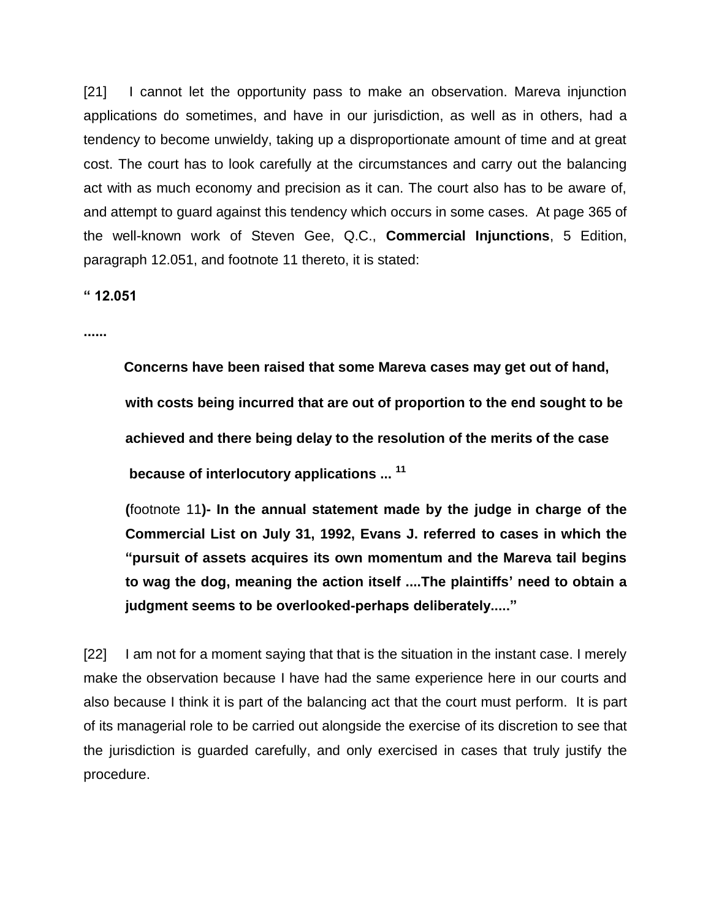[21] I cannot let the opportunity pass to make an observation. Mareva injunction applications do sometimes, and have in our jurisdiction, as well as in others, had a tendency to become unwieldy, taking up a disproportionate amount of time and at great cost. The court has to look carefully at the circumstances and carry out the balancing act with as much economy and precision as it can. The court also has to be aware of, and attempt to guard against this tendency which occurs in some cases. At page 365 of the well-known work of Steven Gee, Q.C., **Commercial Injunctions**, 5 Edition, paragraph 12.051, and footnote 11 thereto, it is stated:

**" 12.051**

**......**

> **Concerns have been raised that some Mareva cases may get out of hand, with costs being incurred that are out of proportion to the end sought to be achieved and there being delay to the resolution of the merits of the case because of interlocutory applications ...** [11]
>
> **(**footnote 11**)- In the annual statement made by the judge in charge of the Commercial List on July 31, 1992, Evans J. referred to cases in which the "pursuit of assets acquires its own momentum and the Mareva tail begins to wag the dog, meaning the action itself ....The plaintiffs' need to obtain a judgment seems to be overlooked-perhaps deliberately....."**

[22] I am not for a moment saying that that is the situation in the instant case. I merely make the observation because I have had the same experience here in our courts and also because I think it is part of the balancing act that the court must perform. It is part of its managerial role to be carried out alongside the exercise of its discretion to see that the jurisdiction is guarded carefully, and only exercised in cases that truly justify the procedure.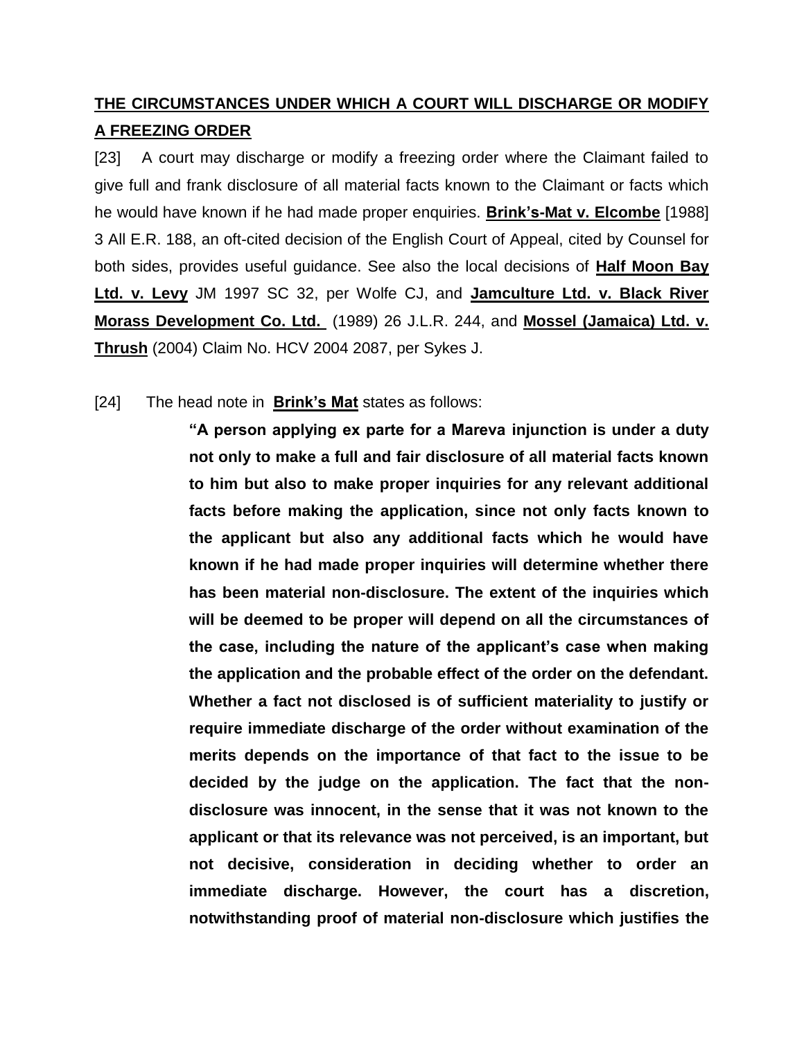## **THE CIRCUMSTANCES UNDER WHICH A COURT WILL DISCHARGE OR MODIFY A FREEZING ORDER**

[23] A court may discharge or modify a freezing order where the Claimant failed to give full and frank disclosure of all material facts known to the Claimant or facts which he would have known if he had made proper enquiries. **Brink's-Mat v. Elcombe** [1988] 3 All E.R. 188, an oft-cited decision of the English Court of Appeal, cited by Counsel for both sides, provides useful guidance. See also the local decisions of **Half Moon Bay Ltd. v. Levy** JM 1997 SC 32, per Wolfe CJ, and **Jamculture Ltd. v. Black River Morass Development Co. Ltd.** (1989) 26 J.L.R. 244, and **Mossel (Jamaica) Ltd. v. Thrush** (2004) Claim No. HCV 2004 2087, per Sykes J.

[24] The head note in **Brink's Mat** states as follows:

> **"A person applying ex parte for a Mareva injunction is under a duty not only to make a full and fair disclosure of all material facts known to him but also to make proper inquiries for any relevant additional facts before making the application, since not only facts known to the applicant but also any additional facts which he would have known if he had made proper inquiries will determine whether there has been material non-disclosure. The extent of the inquiries which will be deemed to be proper will depend on all the circumstances of the case, including the nature of the applicant's case when making the application and the probable effect of the order on the defendant. Whether a fact not disclosed is of sufficient materiality to justify or require immediate discharge of the order without examination of the merits depends on the importance of that fact to the issue to be decided by the judge on the application. The fact that the non-disclosure was innocent, in the sense that it was not known to the applicant or that its relevance was not perceived, is an important, but not decisive, consideration in deciding whether to order an immediate discharge. However, the court has a discretion, notwithstanding proof of material non-disclosure which justifies the**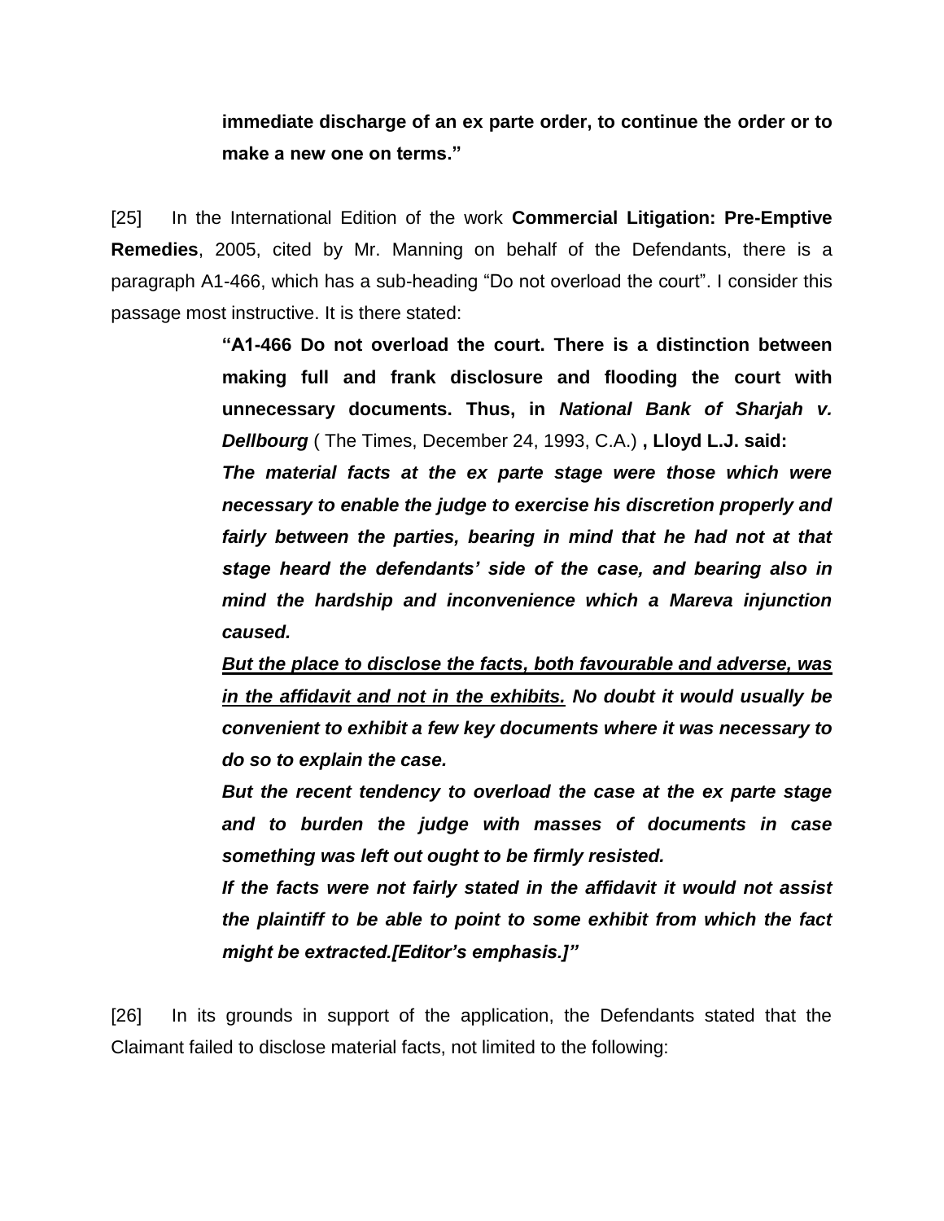> **immediate discharge of an ex parte order, to continue the order or to make a new one on terms."**

[25] In the International Edition of the work **Commercial Litigation: Pre-Emptive Remedies**, 2005, cited by Mr. Manning on behalf of the Defendants, there is a paragraph A1-466, which has a sub-heading "Do not overload the court". I consider this passage most instructive. It is there stated:

> **"A1-466 Do not overload the court. There is a distinction between making full and frank disclosure and flooding the court with unnecessary documents. Thus, in *National Bank of Sharjah v. Dellbourg*** ( The Times, December 24, 1993, C.A.) **, Lloyd L.J. said:**
>
> ***The material facts at the ex parte stage were those which were necessary to enable the judge to exercise his discretion properly and fairly between the parties, bearing in mind that he had not at that stage heard the defendants' side of the case, and bearing also in mind the hardship and inconvenience which a Mareva injunction caused.***
>
> <u>***But the place to disclose the facts, both favourable and adverse, was in the affidavit and not in the exhibits.***</u> ***No doubt it would usually be convenient to exhibit a few key documents where it was necessary to do so to explain the case.***
>
> ***But the recent tendency to overload the case at the ex parte stage and to burden the judge with masses of documents in case something was left out ought to be firmly resisted.***
>
> ***If the facts were not fairly stated in the affidavit it would not assist the plaintiff to be able to point to some exhibit from which the fact might be extracted.[Editor's emphasis.]"***

[26] In its grounds in support of the application, the Defendants stated that the Claimant failed to disclose material facts, not limited to the following: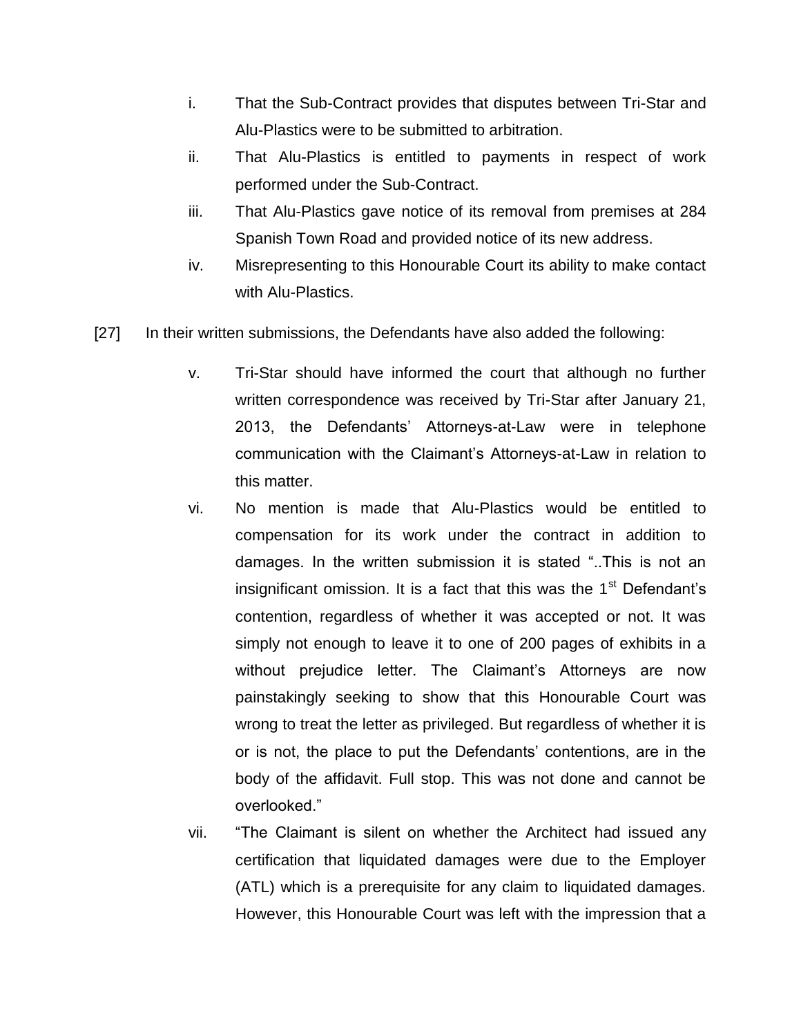i. That the Sub-Contract provides that disputes between Tri-Star and Alu-Plastics were to be submitted to arbitration.

ii. That Alu-Plastics is entitled to payments in respect of work performed under the Sub-Contract.

iii. That Alu-Plastics gave notice of its removal from premises at 284 Spanish Town Road and provided notice of its new address.

iv. Misrepresenting to this Honourable Court its ability to make contact with Alu-Plastics.

[27] In their written submissions, the Defendants have also added the following:

v. Tri-Star should have informed the court that although no further written correspondence was received by Tri-Star after January 21, 2013, the Defendants' Attorneys-at-Law were in telephone communication with the Claimant's Attorneys-at-Law in relation to this matter.

vi. No mention is made that Alu-Plastics would be entitled to compensation for its work under the contract in addition to damages. In the written submission it is stated "..This is not an insignificant omission. It is a fact that this was the 1st Defendant's contention, regardless of whether it was accepted or not. It was simply not enough to leave it to one of 200 pages of exhibits in a without prejudice letter. The Claimant's Attorneys are now painstakingly seeking to show that this Honourable Court was wrong to treat the letter as privileged. But regardless of whether it is or is not, the place to put the Defendants' contentions, are in the body of the affidavit. Full stop. This was not done and cannot be overlooked."

vii. "The Claimant is silent on whether the Architect had issued any certification that liquidated damages were due to the Employer (ATL) which is a prerequisite for any claim to liquidated damages. However, this Honourable Court was left with the impression that a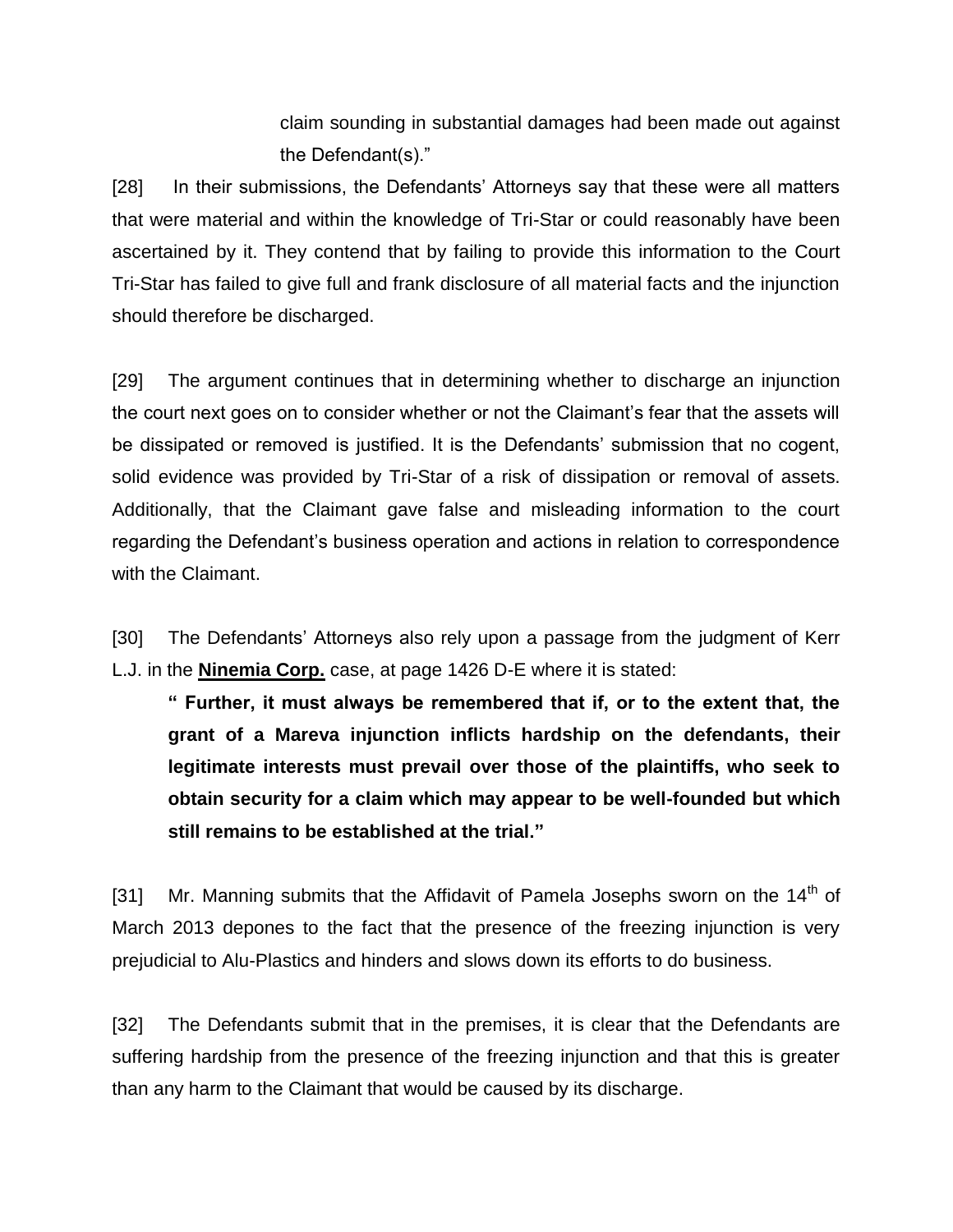claim sounding in substantial damages had been made out against the Defendant(s)."

[28] In their submissions, the Defendants' Attorneys say that these were all matters that were material and within the knowledge of Tri-Star or could reasonably have been ascertained by it. They contend that by failing to provide this information to the Court Tri-Star has failed to give full and frank disclosure of all material facts and the injunction should therefore be discharged.

[29] The argument continues that in determining whether to discharge an injunction the court next goes on to consider whether or not the Claimant's fear that the assets will be dissipated or removed is justified. It is the Defendants' submission that no cogent, solid evidence was provided by Tri-Star of a risk of dissipation or removal of assets. Additionally, that the Claimant gave false and misleading information to the court regarding the Defendant's business operation and actions in relation to correspondence with the Claimant.

[30] The Defendants' Attorneys also rely upon a passage from the judgment of Kerr L.J. in the **Ninemia Corp.** case, at page 1426 D-E where it is stated:

> **" Further, it must always be remembered that if, or to the extent that, the grant of a Mareva injunction inflicts hardship on the defendants, their legitimate interests must prevail over those of the plaintiffs, who seek to obtain security for a claim which may appear to be well-founded but which still remains to be established at the trial."**

[31] Mr. Manning submits that the Affidavit of Pamela Josephs sworn on the 14th of March 2013 depones to the fact that the presence of the freezing injunction is very prejudicial to Alu-Plastics and hinders and slows down its efforts to do business.

[32] The Defendants submit that in the premises, it is clear that the Defendants are suffering hardship from the presence of the freezing injunction and that this is greater than any harm to the Claimant that would be caused by its discharge.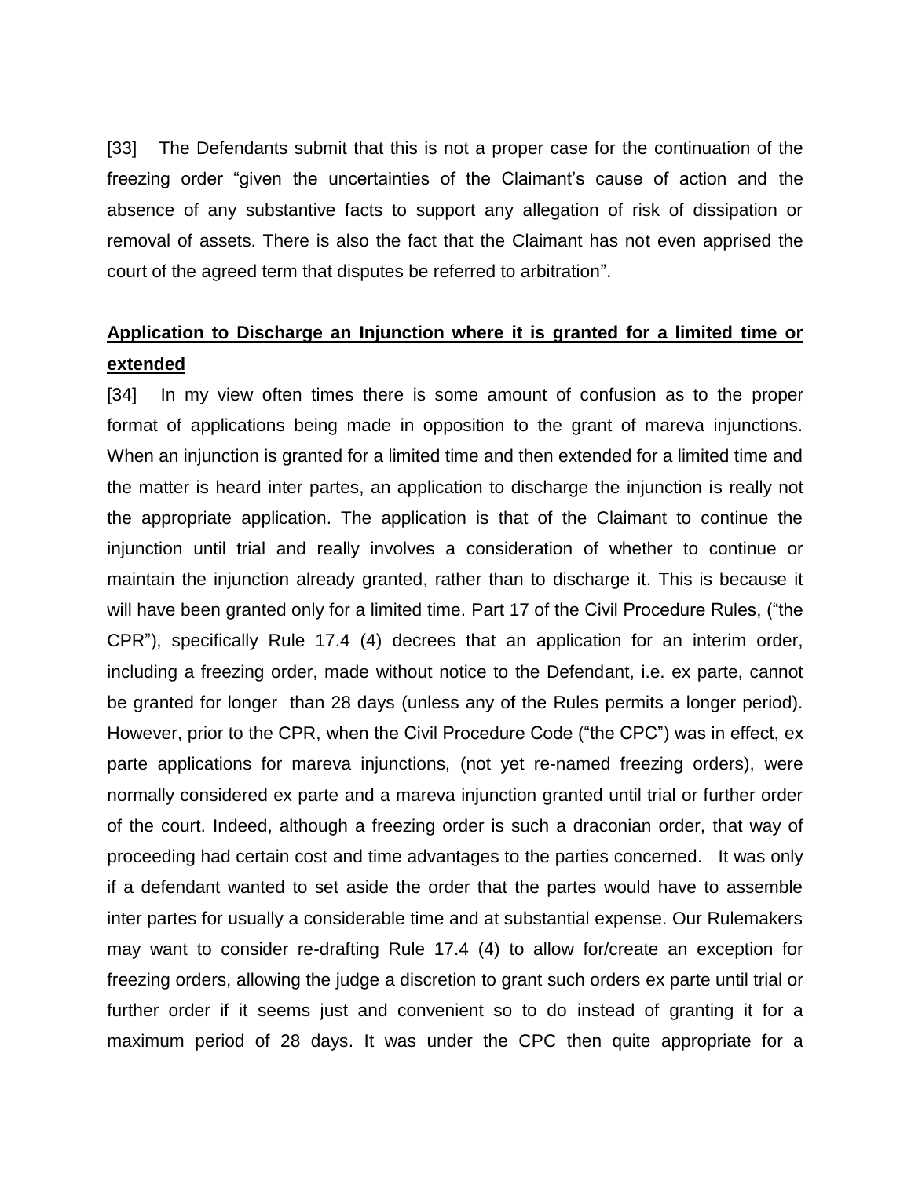[33] The Defendants submit that this is not a proper case for the continuation of the freezing order "given the uncertainties of the Claimant's cause of action and the absence of any substantive facts to support any allegation of risk of dissipation or removal of assets. There is also the fact that the Claimant has not even apprised the court of the agreed term that disputes be referred to arbitration".

**Application to Discharge an Injunction where it is granted for a limited time or extended**

[34] In my view often times there is some amount of confusion as to the proper format of applications being made in opposition to the grant of mareva injunctions. When an injunction is granted for a limited time and then extended for a limited time and the matter is heard inter partes, an application to discharge the injunction is really not the appropriate application. The application is that of the Claimant to continue the injunction until trial and really involves a consideration of whether to continue or maintain the injunction already granted, rather than to discharge it. This is because it will have been granted only for a limited time. Part 17 of the Civil Procedure Rules, ("the CPR"), specifically Rule 17.4 (4) decrees that an application for an interim order, including a freezing order, made without notice to the Defendant, i.e. ex parte, cannot be granted for longer than 28 days (unless any of the Rules permits a longer period). However, prior to the CPR, when the Civil Procedure Code ("the CPC") was in effect, ex parte applications for mareva injunctions, (not yet re-named freezing orders), were normally considered ex parte and a mareva injunction granted until trial or further order of the court. Indeed, although a freezing order is such a draconian order, that way of proceeding had certain cost and time advantages to the parties concerned. It was only if a defendant wanted to set aside the order that the partes would have to assemble inter partes for usually a considerable time and at substantial expense. Our Rulemakers may want to consider re-drafting Rule 17.4 (4) to allow for/create an exception for freezing orders, allowing the judge a discretion to grant such orders ex parte until trial or further order if it seems just and convenient so to do instead of granting it for a maximum period of 28 days. It was under the CPC then quite appropriate for a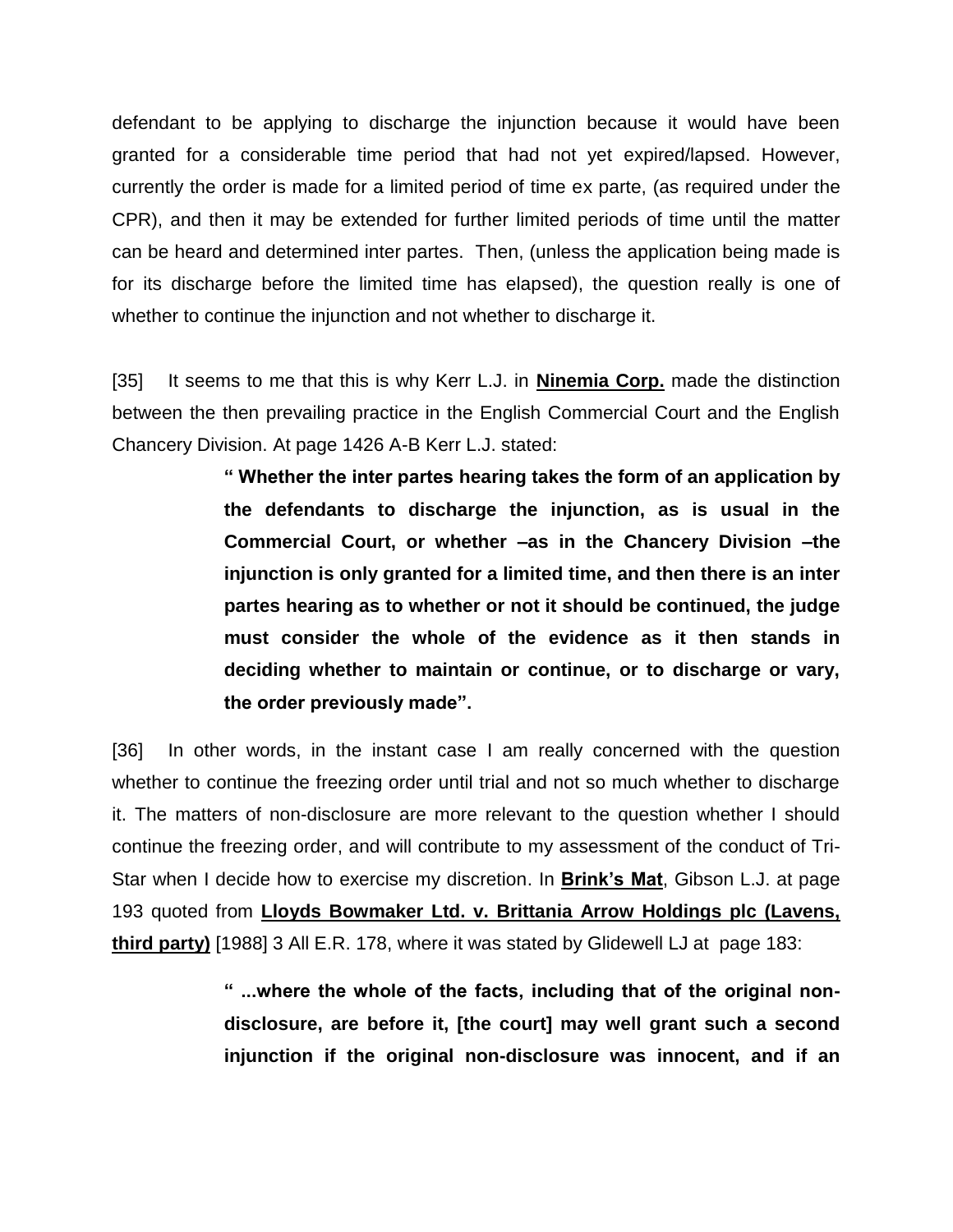defendant to be applying to discharge the injunction because it would have been granted for a considerable time period that had not yet expired/lapsed. However, currently the order is made for a limited period of time ex parte, (as required under the CPR), and then it may be extended for further limited periods of time until the matter can be heard and determined inter partes. Then, (unless the application being made is for its discharge before the limited time has elapsed), the question really is one of whether to continue the injunction and not whether to discharge it.

[35] It seems to me that this is why Kerr L.J. in **Ninemia Corp.** made the distinction between the then prevailing practice in the English Commercial Court and the English Chancery Division. At page 1426 A-B Kerr L.J. stated:

> **" Whether the inter partes hearing takes the form of an application by the defendants to discharge the injunction, as is usual in the Commercial Court, or whether –as in the Chancery Division –the injunction is only granted for a limited time, and then there is an inter partes hearing as to whether or not it should be continued, the judge must consider the whole of the evidence as it then stands in deciding whether to maintain or continue, or to discharge or vary, the order previously made".**

[36] In other words, in the instant case I am really concerned with the question whether to continue the freezing order until trial and not so much whether to discharge it. The matters of non-disclosure are more relevant to the question whether I should continue the freezing order, and will contribute to my assessment of the conduct of Tri-Star when I decide how to exercise my discretion. In **Brink's Mat**, Gibson L.J. at page 193 quoted from **Lloyds Bowmaker Ltd. v. Brittania Arrow Holdings plc (Lavens, third party)** [1988] 3 All E.R. 178, where it was stated by Glidewell LJ at page 183:

> **" ...where the whole of the facts, including that of the original non-disclosure, are before it, [the court] may well grant such a second injunction if the original non-disclosure was innocent, and if an**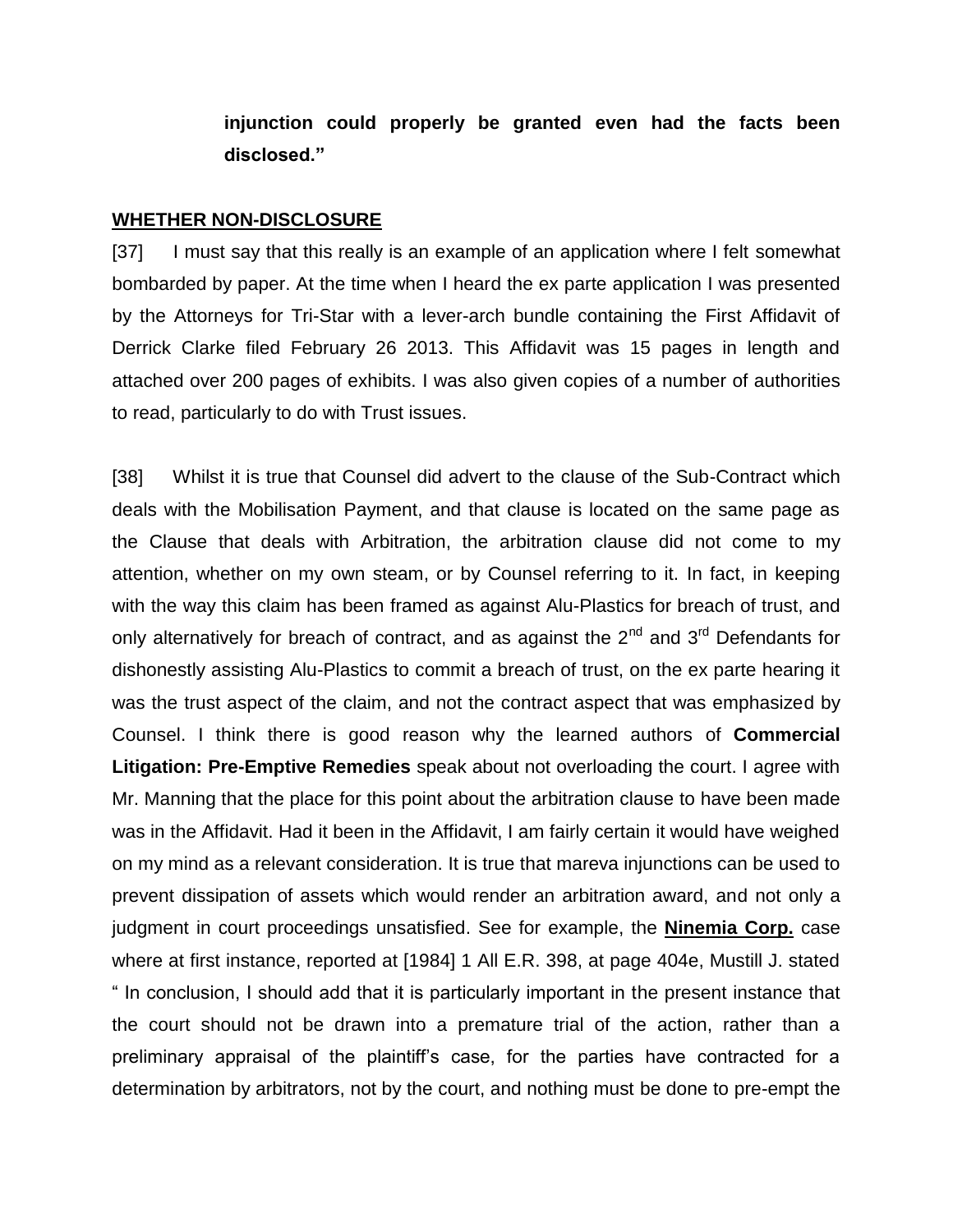**injunction could properly be granted even had the facts been disclosed."**

**WHETHER NON-DISCLOSURE**

[37] I must say that this really is an example of an application where I felt somewhat bombarded by paper. At the time when I heard the ex parte application I was presented by the Attorneys for Tri-Star with a lever-arch bundle containing the First Affidavit of Derrick Clarke filed February 26 2013. This Affidavit was 15 pages in length and attached over 200 pages of exhibits. I was also given copies of a number of authorities to read, particularly to do with Trust issues.

[38] Whilst it is true that Counsel did advert to the clause of the Sub-Contract which deals with the Mobilisation Payment, and that clause is located on the same page as the Clause that deals with Arbitration, the arbitration clause did not come to my attention, whether on my own steam, or by Counsel referring to it. In fact, in keeping with the way this claim has been framed as against Alu-Plastics for breach of trust, and only alternatively for breach of contract, and as against the 2nd and 3rd Defendants for dishonestly assisting Alu-Plastics to commit a breach of trust, on the ex parte hearing it was the trust aspect of the claim, and not the contract aspect that was emphasized by Counsel. I think there is good reason why the learned authors of **Commercial Litigation: Pre-Emptive Remedies** speak about not overloading the court. I agree with Mr. Manning that the place for this point about the arbitration clause to have been made was in the Affidavit. Had it been in the Affidavit, I am fairly certain it would have weighed on my mind as a relevant consideration. It is true that mareva injunctions can be used to prevent dissipation of assets which would render an arbitration award, and not only a judgment in court proceedings unsatisfied. See for example, the **Ninemia Corp.** case where at first instance, reported at [1984] 1 All E.R. 398, at page 404e, Mustill J. stated " In conclusion, I should add that it is particularly important in the present instance that the court should not be drawn into a premature trial of the action, rather than a preliminary appraisal of the plaintiff's case, for the parties have contracted for a determination by arbitrators, not by the court, and nothing must be done to pre-empt the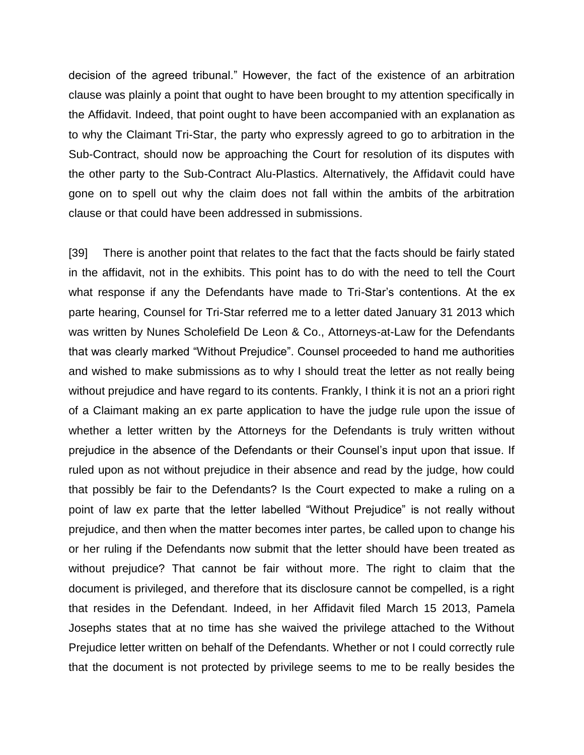decision of the agreed tribunal." However, the fact of the existence of an arbitration clause was plainly a point that ought to have been brought to my attention specifically in the Affidavit. Indeed, that point ought to have been accompanied with an explanation as to why the Claimant Tri-Star, the party who expressly agreed to go to arbitration in the Sub-Contract, should now be approaching the Court for resolution of its disputes with the other party to the Sub-Contract Alu-Plastics. Alternatively, the Affidavit could have gone on to spell out why the claim does not fall within the ambits of the arbitration clause or that could have been addressed in submissions.

[39] There is another point that relates to the fact that the facts should be fairly stated in the affidavit, not in the exhibits. This point has to do with the need to tell the Court what response if any the Defendants have made to Tri-Star's contentions. At the ex parte hearing, Counsel for Tri-Star referred me to a letter dated January 31 2013 which was written by Nunes Scholefield De Leon & Co., Attorneys-at-Law for the Defendants that was clearly marked "Without Prejudice". Counsel proceeded to hand me authorities and wished to make submissions as to why I should treat the letter as not really being without prejudice and have regard to its contents. Frankly, I think it is not an a priori right of a Claimant making an ex parte application to have the judge rule upon the issue of whether a letter written by the Attorneys for the Defendants is truly written without prejudice in the absence of the Defendants or their Counsel's input upon that issue. If ruled upon as not without prejudice in their absence and read by the judge, how could that possibly be fair to the Defendants? Is the Court expected to make a ruling on a point of law ex parte that the letter labelled "Without Prejudice" is not really without prejudice, and then when the matter becomes inter partes, be called upon to change his or her ruling if the Defendants now submit that the letter should have been treated as without prejudice? That cannot be fair without more. The right to claim that the document is privileged, and therefore that its disclosure cannot be compelled, is a right that resides in the Defendant. Indeed, in her Affidavit filed March 15 2013, Pamela Josephs states that at no time has she waived the privilege attached to the Without Prejudice letter written on behalf of the Defendants. Whether or not I could correctly rule that the document is not protected by privilege seems to me to be really besides the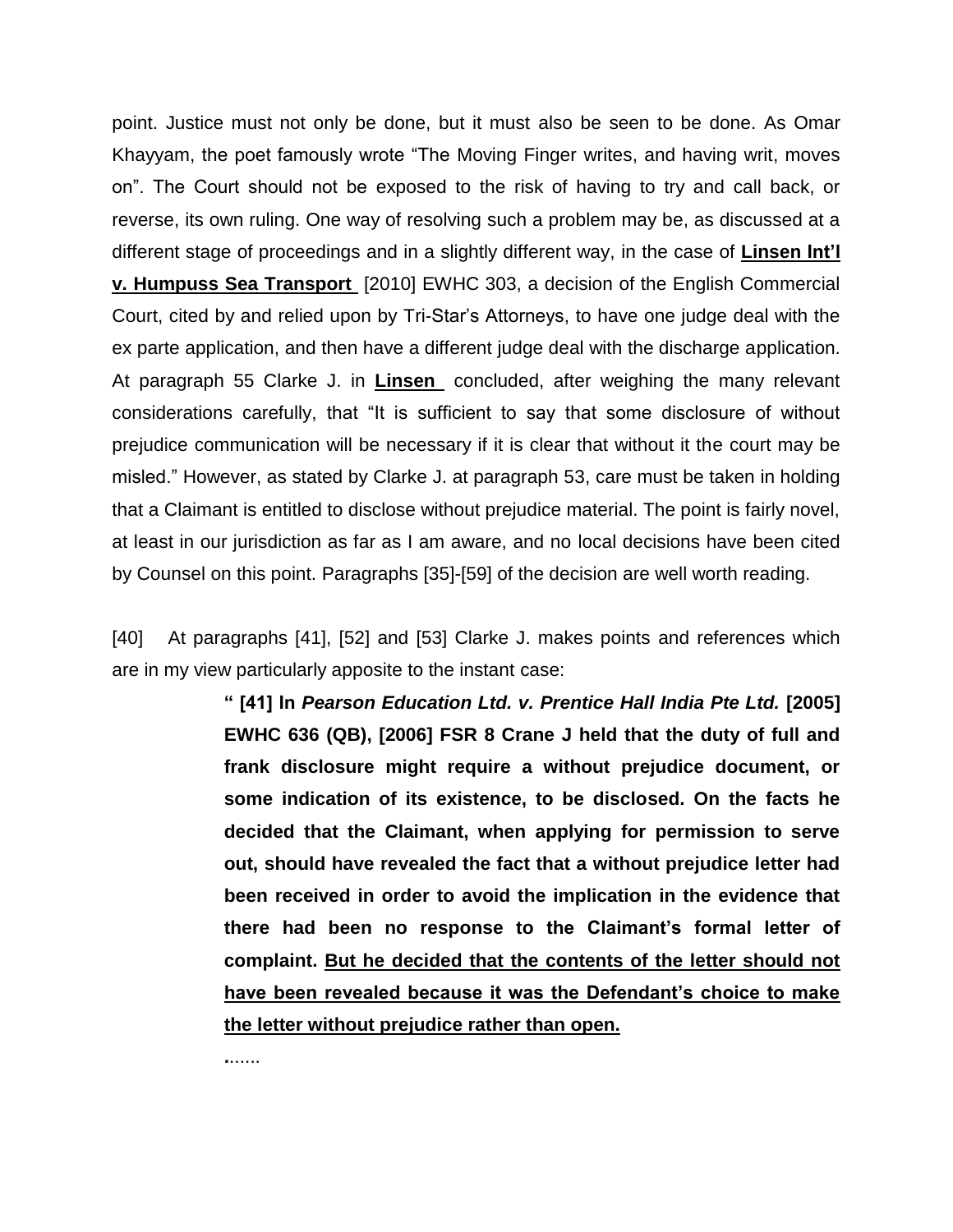point. Justice must not only be done, but it must also be seen to be done. As Omar Khayyam, the poet famously wrote "The Moving Finger writes, and having writ, moves on". The Court should not be exposed to the risk of having to try and call back, or reverse, its own ruling. One way of resolving such a problem may be, as discussed at a different stage of proceedings and in a slightly different way, in the case of **Linsen Int'l v. Humpuss Sea Transport** [2010] EWHC 303, a decision of the English Commercial Court, cited by and relied upon by Tri-Star's Attorneys, to have one judge deal with the ex parte application, and then have a different judge deal with the discharge application. At paragraph 55 Clarke J. in **Linsen** concluded, after weighing the many relevant considerations carefully, that "It is sufficient to say that some disclosure of without prejudice communication will be necessary if it is clear that without it the court may be misled." However, as stated by Clarke J. at paragraph 53, care must be taken in holding that a Claimant is entitled to disclose without prejudice material. The point is fairly novel, at least in our jurisdiction as far as I am aware, and no local decisions have been cited by Counsel on this point. Paragraphs [35]-[59] of the decision are well worth reading.

[40] At paragraphs [41], [52] and [53] Clarke J. makes points and references which are in my view particularly apposite to the instant case:

> **" [41] In *Pearson Education Ltd. v. Prentice Hall India Pte Ltd.* [2005] EWHC 636 (QB), [2006] FSR 8 Crane J held that the duty of full and frank disclosure might require a without prejudice document, or some indication of its existence, to be disclosed. On the facts he decided that the Claimant, when applying for permission to serve out, should have revealed the fact that a without prejudice letter had been received in order to avoid the implication in the evidence that there had been no response to the Claimant's formal letter of complaint. <u>But he decided that the contents of the letter should not have been revealed because it was the Defendant's choice to make the letter without prejudice rather than open.</u>**
>
> .......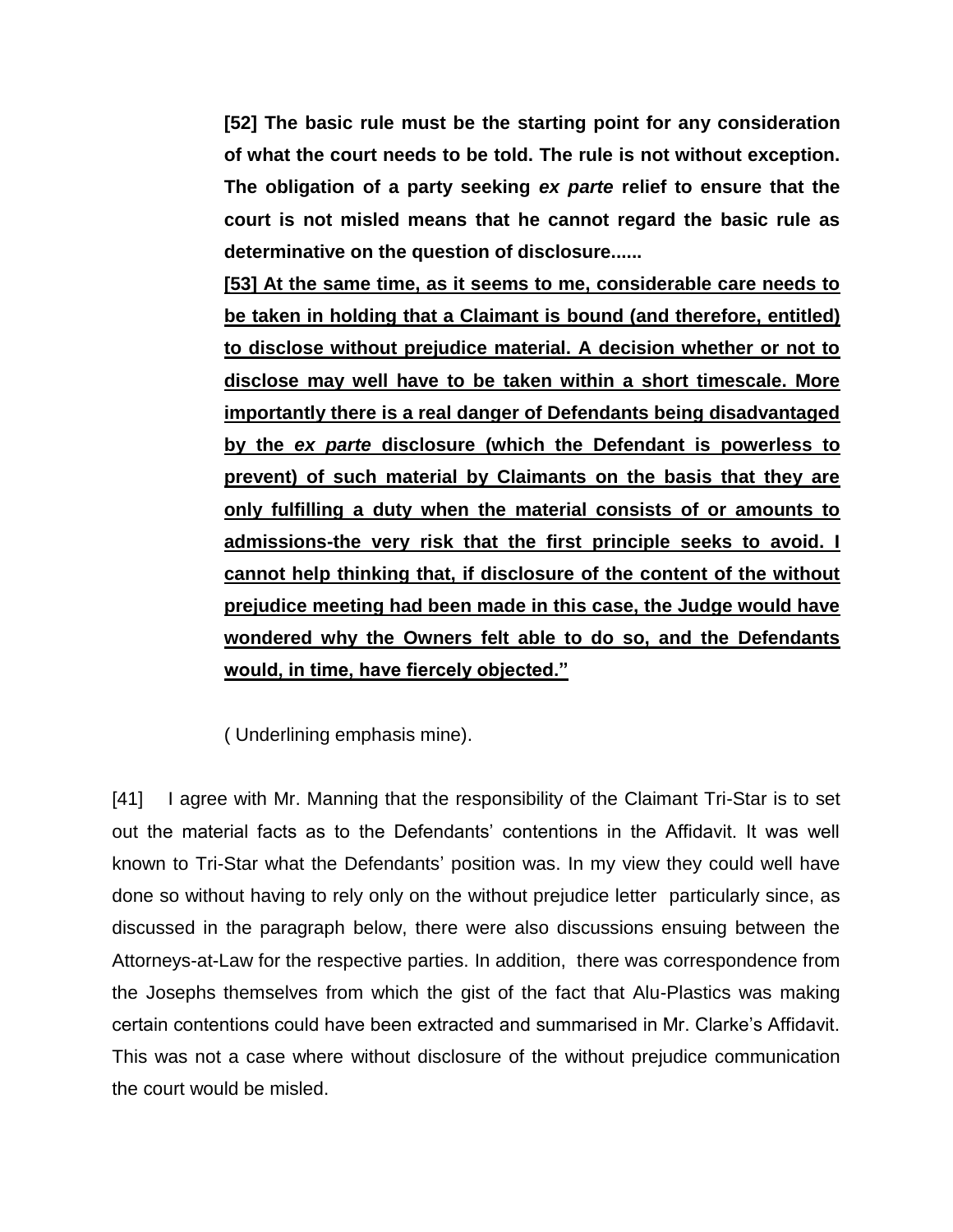**[52] The basic rule must be the starting point for any consideration of what the court needs to be told. The rule is not without exception. The obligation of a party seeking *ex parte* relief to ensure that the court is not misled means that he cannot regard the basic rule as determinative on the question of disclosure......**

<u>**[53] At the same time, as it seems to me, considerable care needs to be taken in holding that a Claimant is bound (and therefore, entitled) to disclose without prejudice material. A decision whether or not to disclose may well have to be taken within a short timescale. More importantly there is a real danger of Defendants being disadvantaged by the *ex parte* disclosure (which the Defendant is powerless to prevent) of such material by Claimants on the basis that they are only fulfilling a duty when the material consists of or amounts to admissions-the very risk that the first principle seeks to avoid. I cannot help thinking that, if disclosure of the content of the without prejudice meeting had been made in this case, the Judge would have wondered why the Owners felt able to do so, and the Defendants would, in time, have fiercely objected."**</u>

( Underlining emphasis mine).

[41] I agree with Mr. Manning that the responsibility of the Claimant Tri-Star is to set out the material facts as to the Defendants' contentions in the Affidavit. It was well known to Tri-Star what the Defendants' position was. In my view they could well have done so without having to rely only on the without prejudice letter particularly since, as discussed in the paragraph below, there were also discussions ensuing between the Attorneys-at-Law for the respective parties. In addition, there was correspondence from the Josephs themselves from which the gist of the fact that Alu-Plastics was making certain contentions could have been extracted and summarised in Mr. Clarke's Affidavit. This was not a case where without disclosure of the without prejudice communication the court would be misled.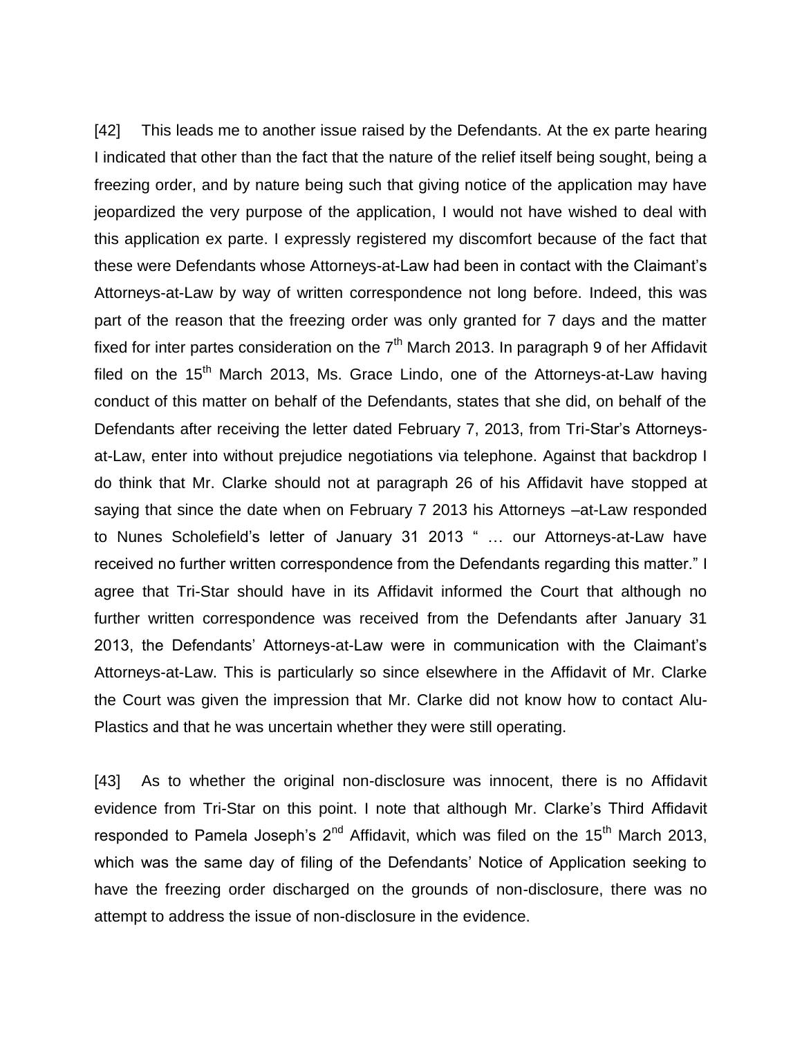[42] This leads me to another issue raised by the Defendants. At the ex parte hearing I indicated that other than the fact that the nature of the relief itself being sought, being a freezing order, and by nature being such that giving notice of the application may have jeopardized the very purpose of the application, I would not have wished to deal with this application ex parte. I expressly registered my discomfort because of the fact that these were Defendants whose Attorneys-at-Law had been in contact with the Claimant's Attorneys-at-Law by way of written correspondence not long before. Indeed, this was part of the reason that the freezing order was only granted for 7 days and the matter fixed for inter partes consideration on the 7th March 2013. In paragraph 9 of her Affidavit filed on the 15th March 2013, Ms. Grace Lindo, one of the Attorneys-at-Law having conduct of this matter on behalf of the Defendants, states that she did, on behalf of the Defendants after receiving the letter dated February 7, 2013, from Tri-Star's Attorneys-at-Law, enter into without prejudice negotiations via telephone. Against that backdrop I do think that Mr. Clarke should not at paragraph 26 of his Affidavit have stopped at saying that since the date when on February 7 2013 his Attorneys –at-Law responded to Nunes Scholefield's letter of January 31 2013 " … our Attorneys-at-Law have received no further written correspondence from the Defendants regarding this matter." I agree that Tri-Star should have in its Affidavit informed the Court that although no further written correspondence was received from the Defendants after January 31 2013, the Defendants' Attorneys-at-Law were in communication with the Claimant's Attorneys-at-Law. This is particularly so since elsewhere in the Affidavit of Mr. Clarke the Court was given the impression that Mr. Clarke did not know how to contact Alu-Plastics and that he was uncertain whether they were still operating.

[43] As to whether the original non-disclosure was innocent, there is no Affidavit evidence from Tri-Star on this point. I note that although Mr. Clarke's Third Affidavit responded to Pamela Joseph's 2nd Affidavit, which was filed on the 15th March 2013, which was the same day of filing of the Defendants' Notice of Application seeking to have the freezing order discharged on the grounds of non-disclosure, there was no attempt to address the issue of non-disclosure in the evidence.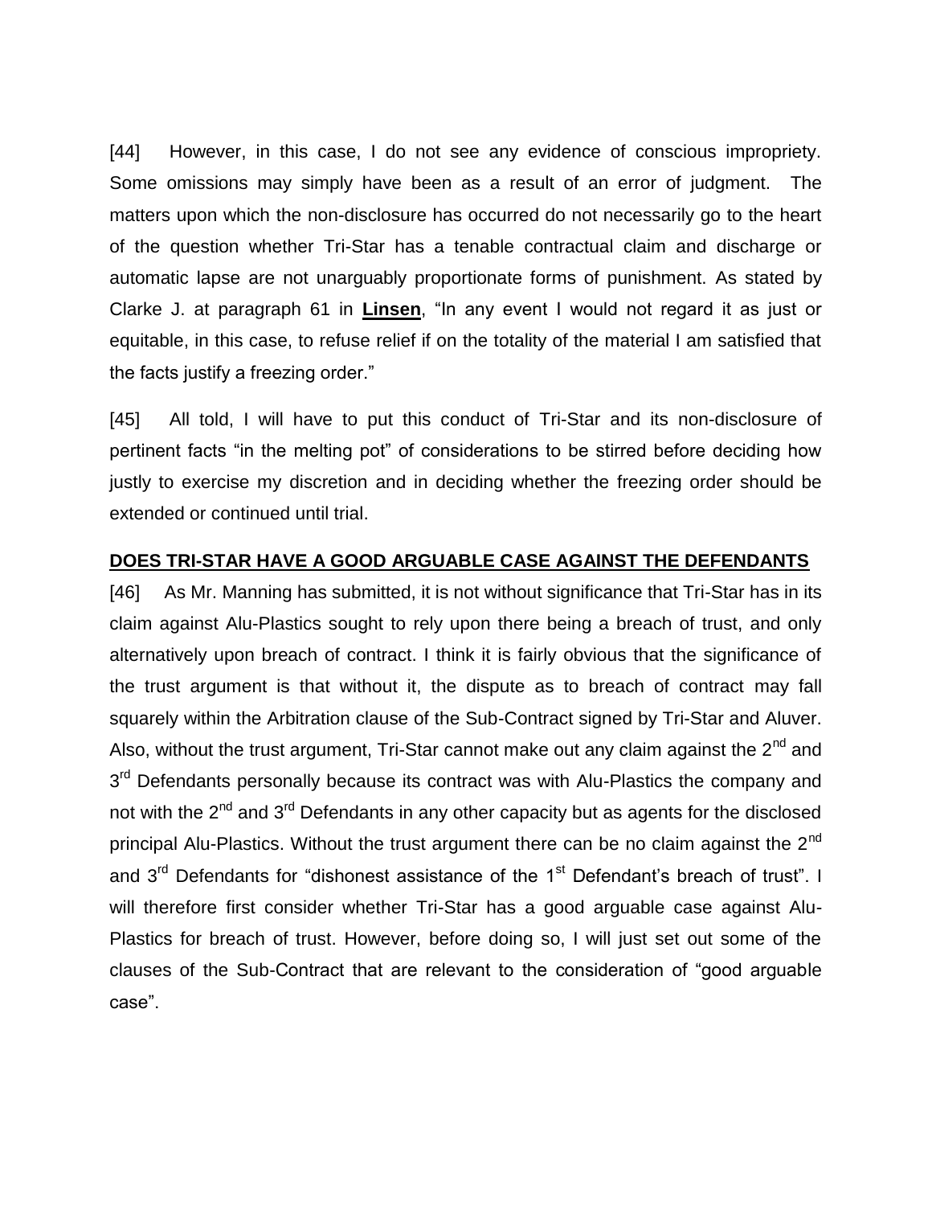[44] However, in this case, I do not see any evidence of conscious impropriety. Some omissions may simply have been as a result of an error of judgment. The matters upon which the non-disclosure has occurred do not necessarily go to the heart of the question whether Tri-Star has a tenable contractual claim and discharge or automatic lapse are not unarguably proportionate forms of punishment. As stated by Clarke J. at paragraph 61 in **Linsen**, "In any event I would not regard it as just or equitable, in this case, to refuse relief if on the totality of the material I am satisfied that the facts justify a freezing order."

[45] All told, I will have to put this conduct of Tri-Star and its non-disclosure of pertinent facts "in the melting pot" of considerations to be stirred before deciding how justly to exercise my discretion and in deciding whether the freezing order should be extended or continued until trial.

**DOES TRI-STAR HAVE A GOOD ARGUABLE CASE AGAINST THE DEFENDANTS**

[46] As Mr. Manning has submitted, it is not without significance that Tri-Star has in its claim against Alu-Plastics sought to rely upon there being a breach of trust, and only alternatively upon breach of contract. I think it is fairly obvious that the significance of the trust argument is that without it, the dispute as to breach of contract may fall squarely within the Arbitration clause of the Sub-Contract signed by Tri-Star and Aluver. Also, without the trust argument, Tri-Star cannot make out any claim against the 2nd and 3rd Defendants personally because its contract was with Alu-Plastics the company and not with the 2nd and 3rd Defendants in any other capacity but as agents for the disclosed principal Alu-Plastics. Without the trust argument there can be no claim against the 2nd and 3rd Defendants for "dishonest assistance of the 1st Defendant's breach of trust". I will therefore first consider whether Tri-Star has a good arguable case against Alu-Plastics for breach of trust. However, before doing so, I will just set out some of the clauses of the Sub-Contract that are relevant to the consideration of "good arguable case".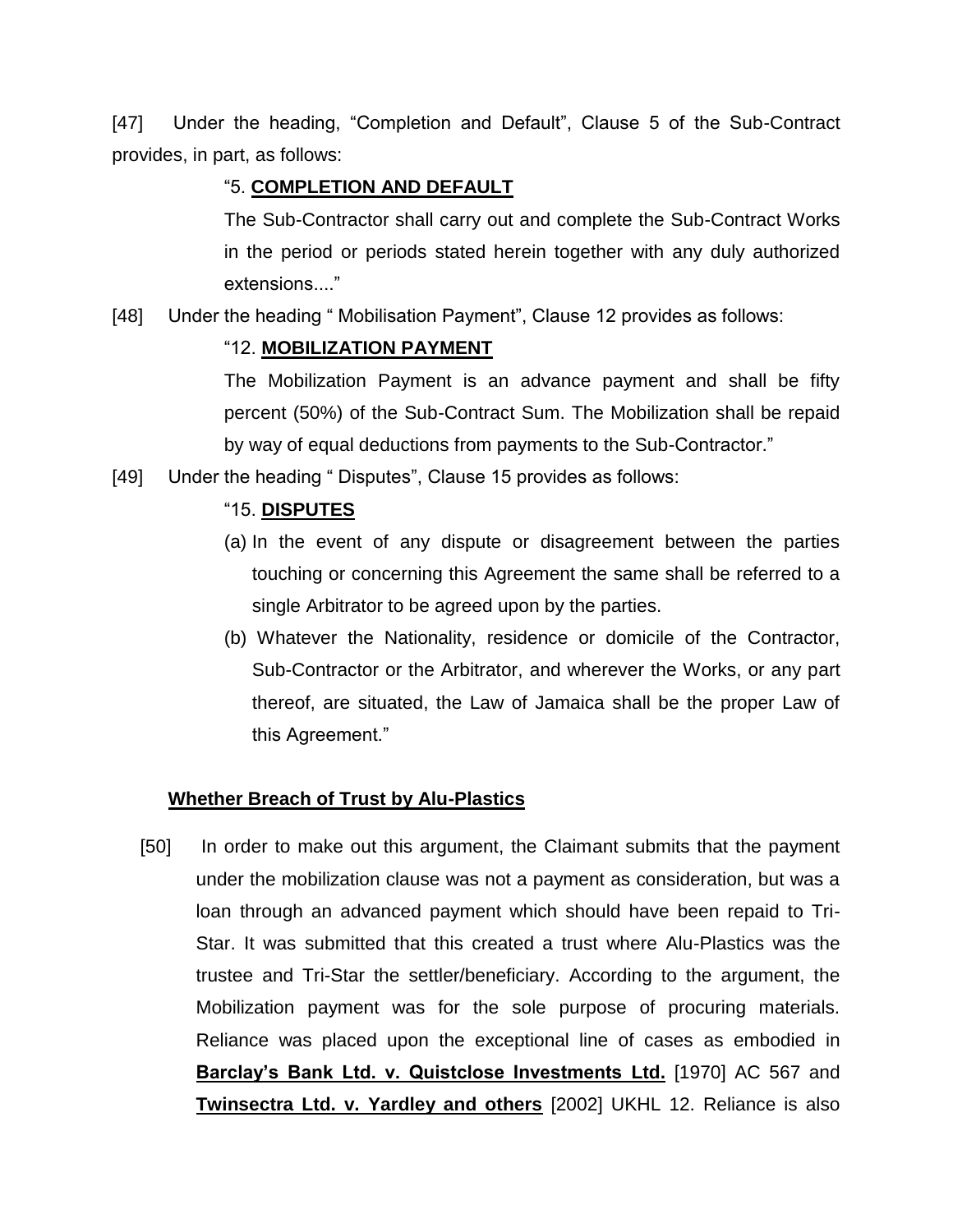[47] Under the heading, "Completion and Default", Clause 5 of the Sub-Contract provides, in part, as follows:

> "5. **<u>COMPLETION AND DEFAULT</u>**
>
> The Sub-Contractor shall carry out and complete the Sub-Contract Works in the period or periods stated herein together with any duly authorized extensions...."

[48] Under the heading " Mobilisation Payment", Clause 12 provides as follows:

> "12. **<u>MOBILIZATION PAYMENT</u>**
>
> The Mobilization Payment is an advance payment and shall be fifty percent (50%) of the Sub-Contract Sum. The Mobilization shall be repaid by way of equal deductions from payments to the Sub-Contractor."

[49] Under the heading " Disputes", Clause 15 provides as follows:

> "15. **<u>DISPUTES</u>**
>
> (a) In the event of any dispute or disagreement between the parties touching or concerning this Agreement the same shall be referred to a single Arbitrator to be agreed upon by the parties.
>
> (b) Whatever the Nationality, residence or domicile of the Contractor, Sub-Contractor or the Arbitrator, and wherever the Works, or any part thereof, are situated, the Law of Jamaica shall be the proper Law of this Agreement."

**<u>Whether Breach of Trust by Alu-Plastics</u>**

[50] In order to make out this argument, the Claimant submits that the payment under the mobilization clause was not a payment as consideration, but was a loan through an advanced payment which should have been repaid to Tri-Star. It was submitted that this created a trust where Alu-Plastics was the trustee and Tri-Star the settler/beneficiary. According to the argument, the Mobilization payment was for the sole purpose of procuring materials. Reliance was placed upon the exceptional line of cases as embodied in **<u>Barclay's Bank Ltd. v. Quistclose Investments Ltd.</u>** [1970] AC 567 and **<u>Twinsectra Ltd. v. Yardley and others</u>** [2002] UKHL 12. Reliance is also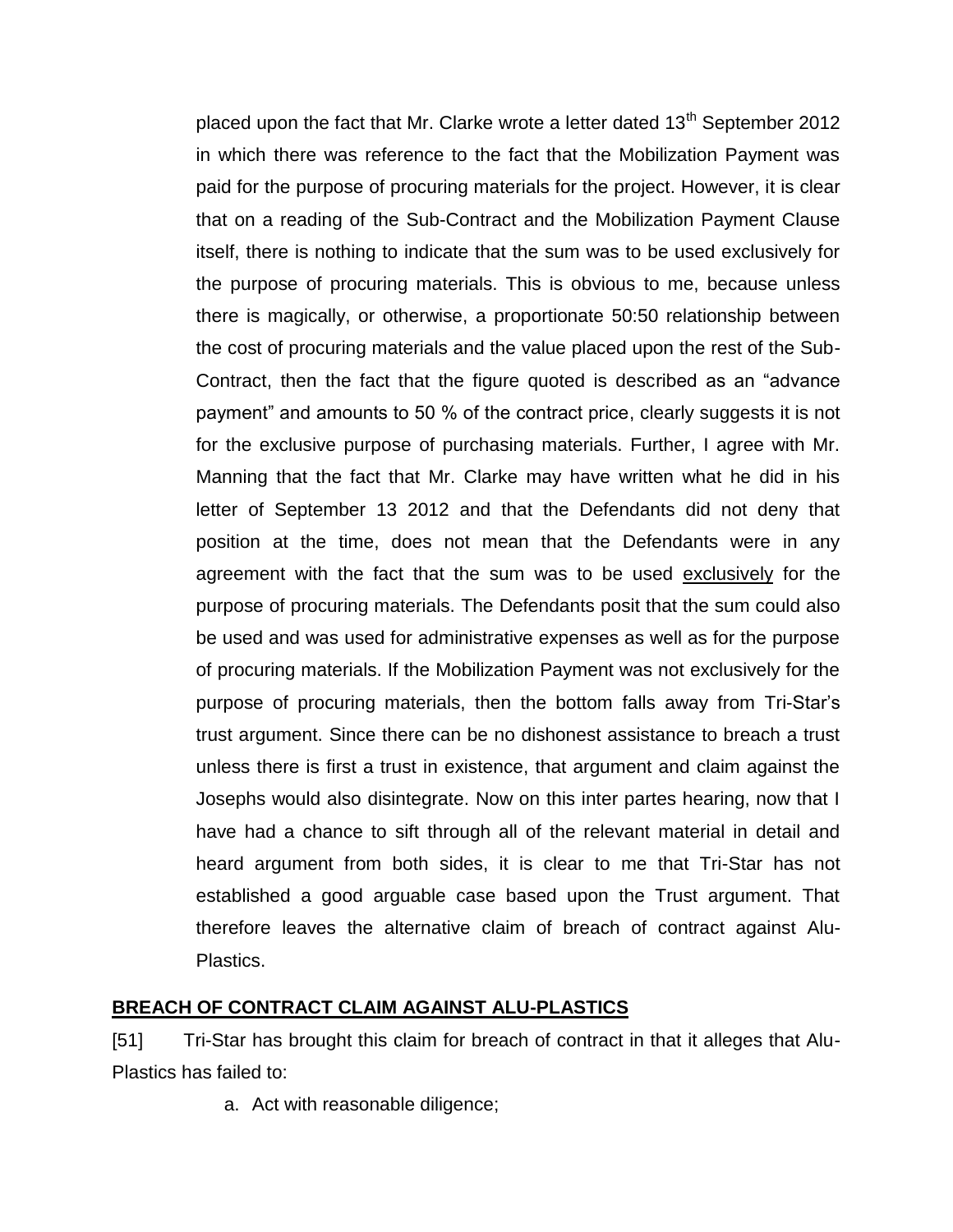placed upon the fact that Mr. Clarke wrote a letter dated 13th September 2012 in which there was reference to the fact that the Mobilization Payment was paid for the purpose of procuring materials for the project. However, it is clear that on a reading of the Sub-Contract and the Mobilization Payment Clause itself, there is nothing to indicate that the sum was to be used exclusively for the purpose of procuring materials. This is obvious to me, because unless there is magically, or otherwise, a proportionate 50:50 relationship between the cost of procuring materials and the value placed upon the rest of the Sub-Contract, then the fact that the figure quoted is described as an "advance payment" and amounts to 50 % of the contract price, clearly suggests it is not for the exclusive purpose of purchasing materials. Further, I agree with Mr. Manning that the fact that Mr. Clarke may have written what he did in his letter of September 13 2012 and that the Defendants did not deny that position at the time, does not mean that the Defendants were in any agreement with the fact that the sum was to be used <u>exclusively</u> for the purpose of procuring materials. The Defendants posit that the sum could also be used and was used for administrative expenses as well as for the purpose of procuring materials. If the Mobilization Payment was not exclusively for the purpose of procuring materials, then the bottom falls away from Tri-Star's trust argument. Since there can be no dishonest assistance to breach a trust unless there is first a trust in existence, that argument and claim against the Josephs would also disintegrate. Now on this inter partes hearing, now that I have had a chance to sift through all of the relevant material in detail and heard argument from both sides, it is clear to me that Tri-Star has not established a good arguable case based upon the Trust argument. That therefore leaves the alternative claim of breach of contract against Alu-Plastics.

**BREACH OF CONTRACT CLAIM AGAINST ALU-PLASTICS**

[51] Tri-Star has brought this claim for breach of contract in that it alleges that Alu-Plastics has failed to:

a. Act with reasonable diligence;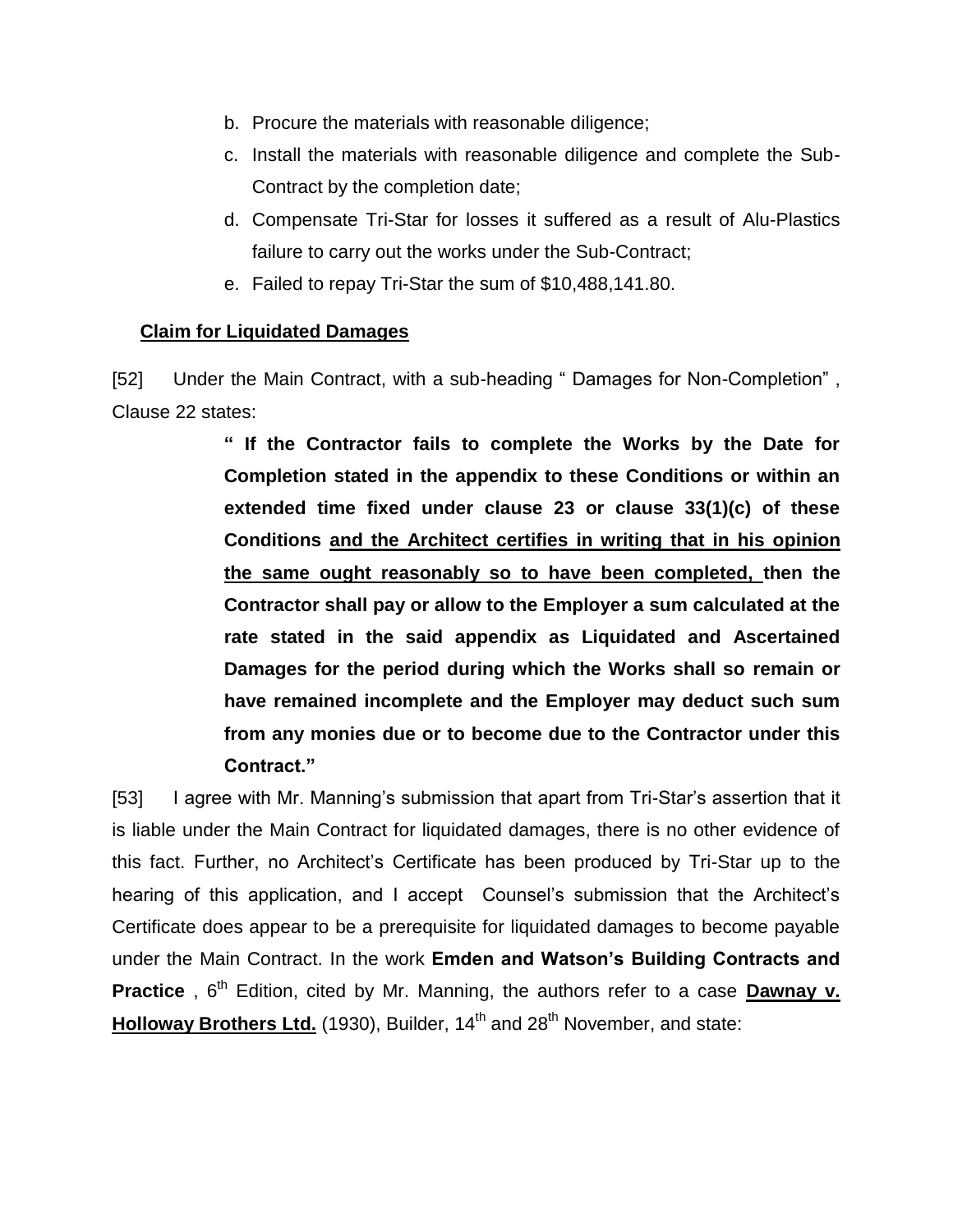b. Procure the materials with reasonable diligence;

c. Install the materials with reasonable diligence and complete the Sub-Contract by the completion date;

d. Compensate Tri-Star for losses it suffered as a result of Alu-Plastics failure to carry out the works under the Sub-Contract;

e. Failed to repay Tri-Star the sum of $10,488,141.80.

**Claim for Liquidated Damages**

[52] Under the Main Contract, with a sub-heading " Damages for Non-Completion" , Clause 22 states:

> **" If the Contractor fails to complete the Works by the Date for Completion stated in the appendix to these Conditions or within an extended time fixed under clause 23 or clause 33(1)(c) of these Conditions <u>and the Architect certifies in writing that in his opinion the same ought reasonably so to have been completed,</u> then the Contractor shall pay or allow to the Employer a sum calculated at the rate stated in the said appendix as Liquidated and Ascertained Damages for the period during which the Works shall so remain or have remained incomplete and the Employer may deduct such sum from any monies due or to become due to the Contractor under this Contract."**

[53] I agree with Mr. Manning's submission that apart from Tri-Star's assertion that it is liable under the Main Contract for liquidated damages, there is no other evidence of this fact. Further, no Architect's Certificate has been produced by Tri-Star up to the hearing of this application, and I accept Counsel's submission that the Architect's Certificate does appear to be a prerequisite for liquidated damages to become payable under the Main Contract. In the work **Emden and Watson's Building Contracts and Practice** , 6th Edition, cited by Mr. Manning, the authors refer to a case **<u>Dawnay v. Holloway Brothers Ltd.</u>** (1930), Builder, 14th and 28th November, and state: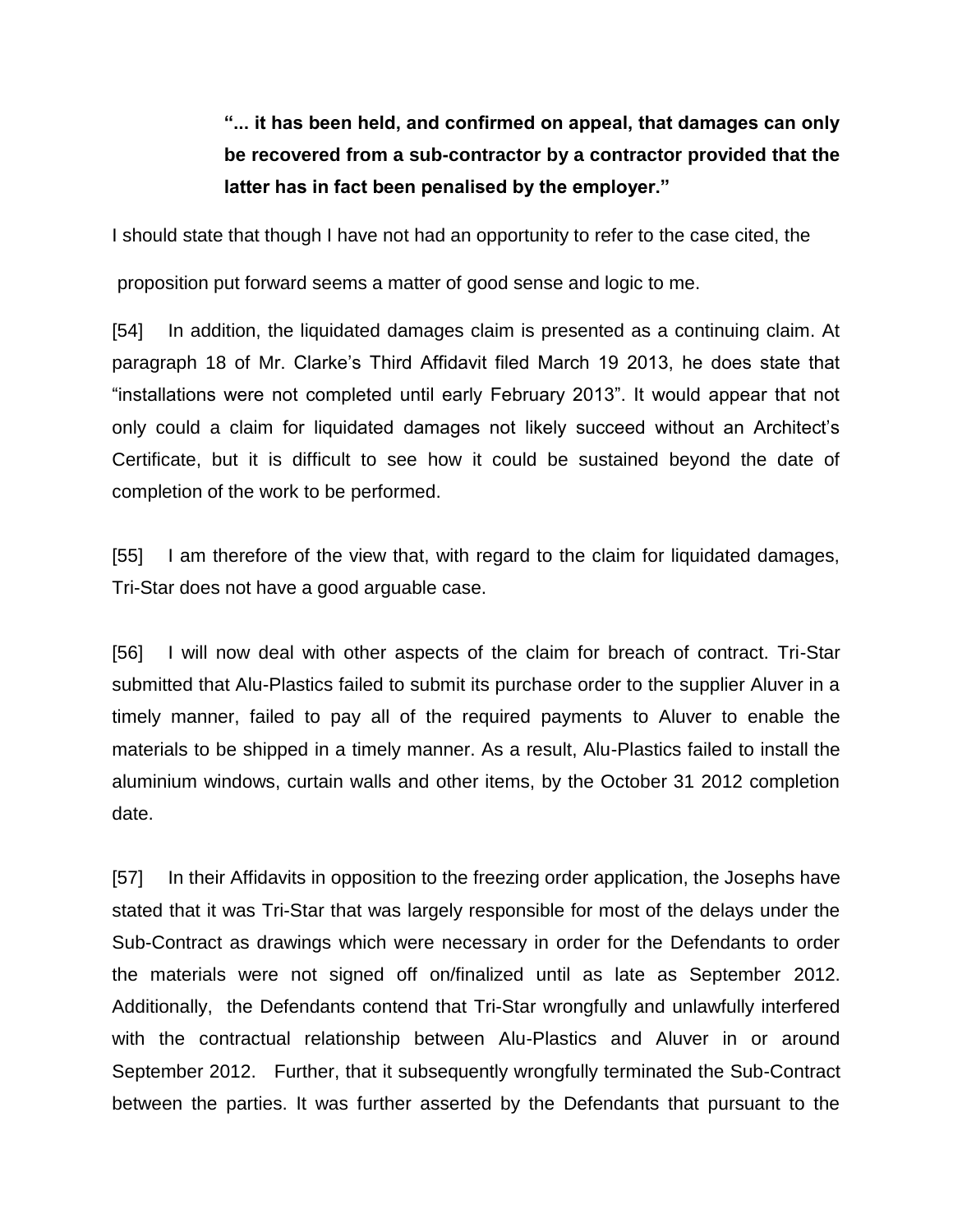> **"... it has been held, and confirmed on appeal, that damages can only be recovered from a sub-contractor by a contractor provided that the latter has in fact been penalised by the employer."**

I should state that though I have not had an opportunity to refer to the case cited, the proposition put forward seems a matter of good sense and logic to me.

[54] In addition, the liquidated damages claim is presented as a continuing claim. At paragraph 18 of Mr. Clarke's Third Affidavit filed March 19 2013, he does state that "installations were not completed until early February 2013". It would appear that not only could a claim for liquidated damages not likely succeed without an Architect's Certificate, but it is difficult to see how it could be sustained beyond the date of completion of the work to be performed.

[55] I am therefore of the view that, with regard to the claim for liquidated damages, Tri-Star does not have a good arguable case.

[56] I will now deal with other aspects of the claim for breach of contract. Tri-Star submitted that Alu-Plastics failed to submit its purchase order to the supplier Aluver in a timely manner, failed to pay all of the required payments to Aluver to enable the materials to be shipped in a timely manner. As a result, Alu-Plastics failed to install the aluminium windows, curtain walls and other items, by the October 31 2012 completion date.

[57] In their Affidavits in opposition to the freezing order application, the Josephs have stated that it was Tri-Star that was largely responsible for most of the delays under the Sub-Contract as drawings which were necessary in order for the Defendants to order the materials were not signed off on/finalized until as late as September 2012. Additionally, the Defendants contend that Tri-Star wrongfully and unlawfully interfered with the contractual relationship between Alu-Plastics and Aluver in or around September 2012. Further, that it subsequently wrongfully terminated the Sub-Contract between the parties. It was further asserted by the Defendants that pursuant to the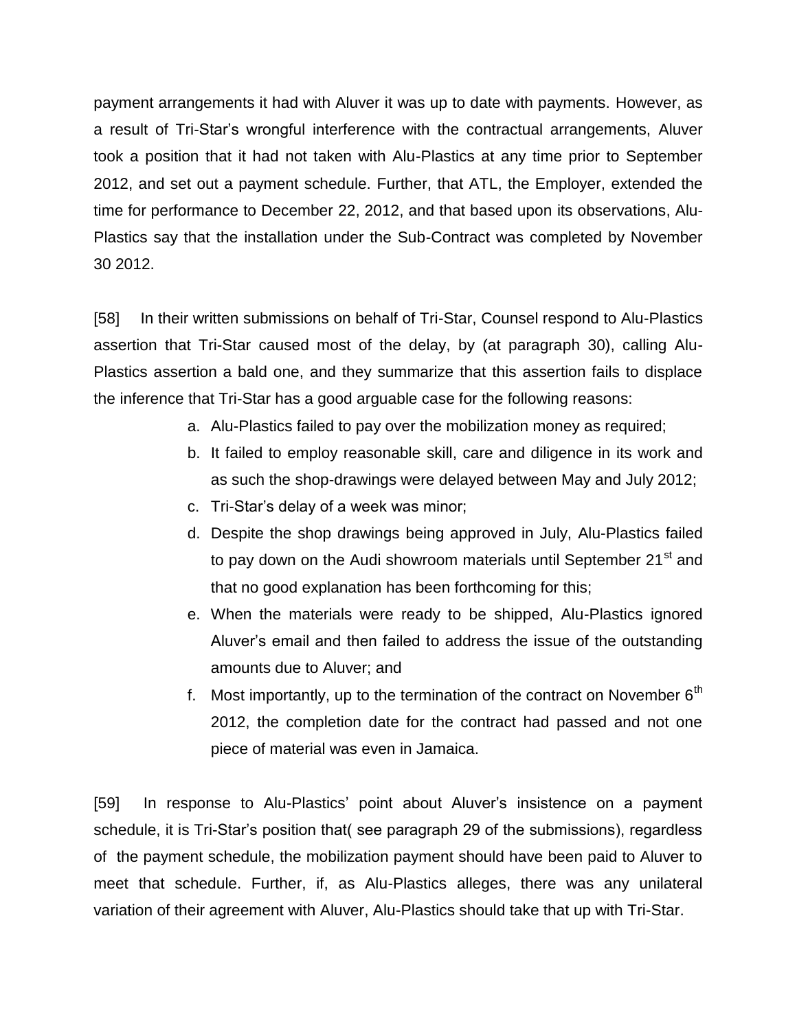payment arrangements it had with Aluver it was up to date with payments. However, as a result of Tri-Star's wrongful interference with the contractual arrangements, Aluver took a position that it had not taken with Alu-Plastics at any time prior to September 2012, and set out a payment schedule. Further, that ATL, the Employer, extended the time for performance to December 22, 2012, and that based upon its observations, Alu-Plastics say that the installation under the Sub-Contract was completed by November 30 2012.

[58] In their written submissions on behalf of Tri-Star, Counsel respond to Alu-Plastics assertion that Tri-Star caused most of the delay, by (at paragraph 30), calling Alu-Plastics assertion a bald one, and they summarize that this assertion fails to displace the inference that Tri-Star has a good arguable case for the following reasons:

a. Alu-Plastics failed to pay over the mobilization money as required;
b. It failed to employ reasonable skill, care and diligence in its work and as such the shop-drawings were delayed between May and July 2012;
c. Tri-Star's delay of a week was minor;
d. Despite the shop drawings being approved in July, Alu-Plastics failed to pay down on the Audi showroom materials until September 21st and that no good explanation has been forthcoming for this;
e. When the materials were ready to be shipped, Alu-Plastics ignored Aluver's email and then failed to address the issue of the outstanding amounts due to Aluver; and
f. Most importantly, up to the termination of the contract on November 6th 2012, the completion date for the contract had passed and not one piece of material was even in Jamaica.

[59] In response to Alu-Plastics' point about Aluver's insistence on a payment schedule, it is Tri-Star's position that( see paragraph 29 of the submissions), regardless of the payment schedule, the mobilization payment should have been paid to Aluver to meet that schedule. Further, if, as Alu-Plastics alleges, there was any unilateral variation of their agreement with Aluver, Alu-Plastics should take that up with Tri-Star.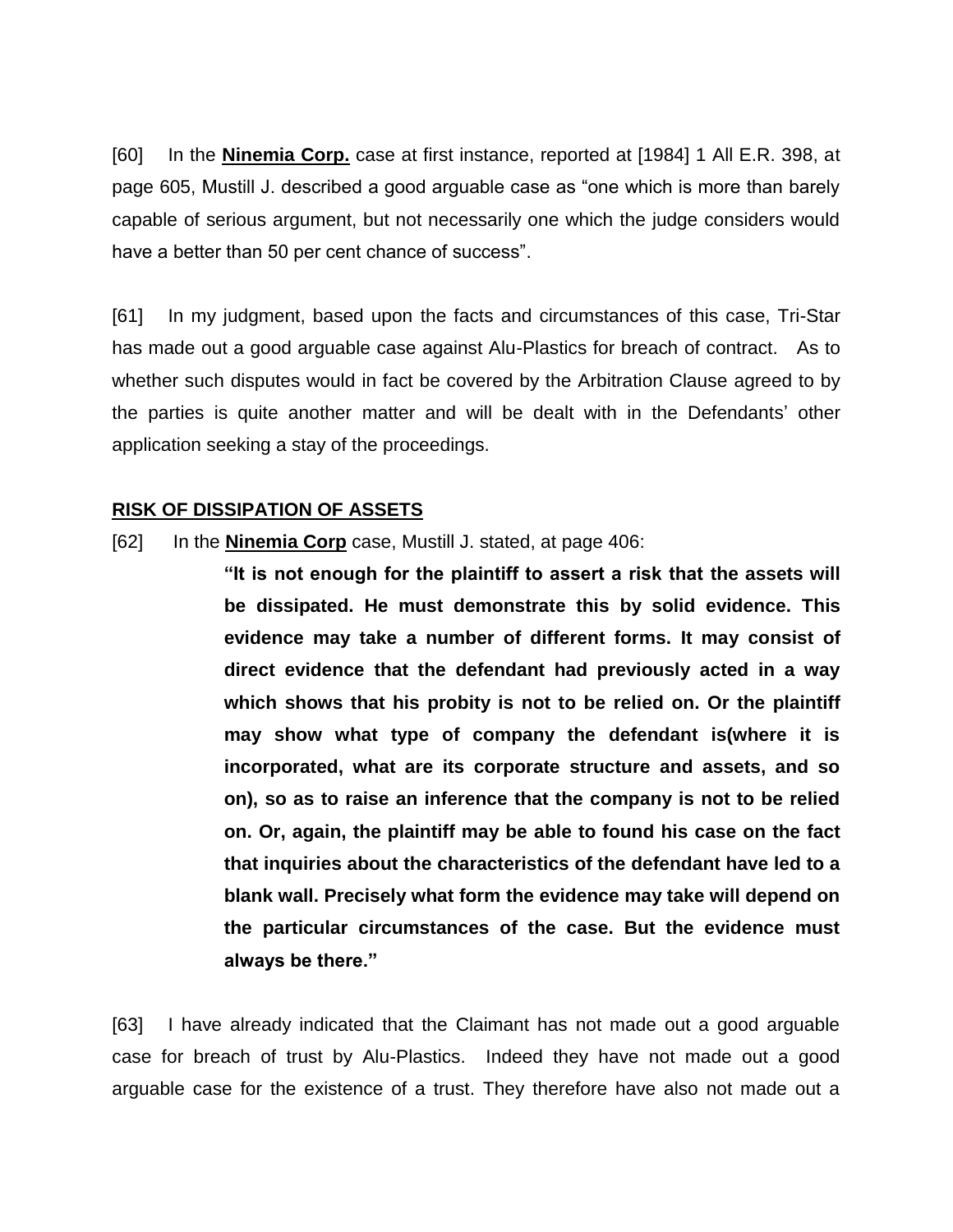[60] In the **<u>Ninemia Corp.</u>** case at first instance, reported at [1984] 1 All E.R. 398, at page 605, Mustill J. described a good arguable case as "one which is more than barely capable of serious argument, but not necessarily one which the judge considers would have a better than 50 per cent chance of success".

[61] In my judgment, based upon the facts and circumstances of this case, Tri-Star has made out a good arguable case against Alu-Plastics for breach of contract. As to whether such disputes would in fact be covered by the Arbitration Clause agreed to by the parties is quite another matter and will be dealt with in the Defendants' other application seeking a stay of the proceedings.

**<u>RISK OF DISSIPATION OF ASSETS</u>**

[62] In the **<u>Ninemia Corp</u>** case, Mustill J. stated, at page 406:

> **"It is not enough for the plaintiff to assert a risk that the assets will be dissipated. He must demonstrate this by solid evidence. This evidence may take a number of different forms. It may consist of direct evidence that the defendant had previously acted in a way which shows that his probity is not to be relied on. Or the plaintiff may show what type of company the defendant is(where it is incorporated, what are its corporate structure and assets, and so on), so as to raise an inference that the company is not to be relied on. Or, again, the plaintiff may be able to found his case on the fact that inquiries about the characteristics of the defendant have led to a blank wall. Precisely what form the evidence may take will depend on the particular circumstances of the case. But the evidence must always be there."**

[63] I have already indicated that the Claimant has not made out a good arguable case for breach of trust by Alu-Plastics. Indeed they have not made out a good arguable case for the existence of a trust. They therefore have also not made out a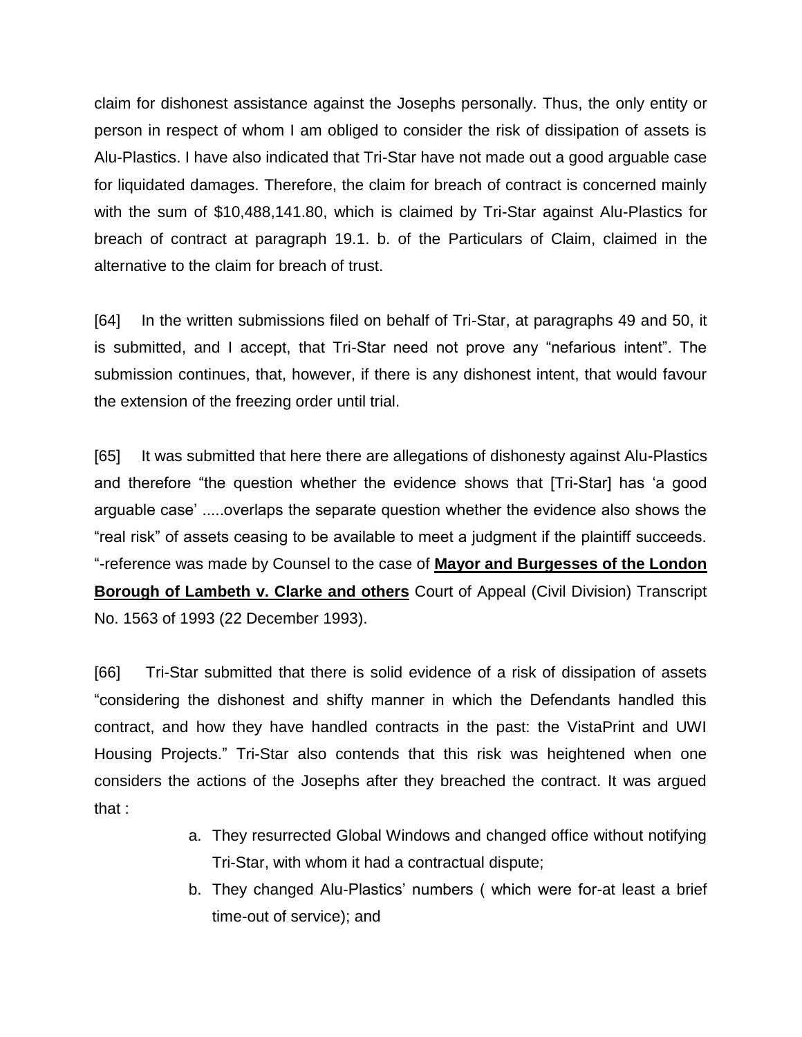claim for dishonest assistance against the Josephs personally. Thus, the only entity or person in respect of whom I am obliged to consider the risk of dissipation of assets is Alu-Plastics. I have also indicated that Tri-Star have not made out a good arguable case for liquidated damages. Therefore, the claim for breach of contract is concerned mainly with the sum of $10,488,141.80, which is claimed by Tri-Star against Alu-Plastics for breach of contract at paragraph 19.1. b. of the Particulars of Claim, claimed in the alternative to the claim for breach of trust.

[64] In the written submissions filed on behalf of Tri-Star, at paragraphs 49 and 50, it is submitted, and I accept, that Tri-Star need not prove any "nefarious intent". The submission continues, that, however, if there is any dishonest intent, that would favour the extension of the freezing order until trial.

[65] It was submitted that here there are allegations of dishonesty against Alu-Plastics and therefore "the question whether the evidence shows that [Tri-Star] has 'a good arguable case' .....overlaps the separate question whether the evidence also shows the "real risk" of assets ceasing to be available to meet a judgment if the plaintiff succeeds. "-reference was made by Counsel to the case of **Mayor and Burgesses of the London Borough of Lambeth v. Clarke and others** Court of Appeal (Civil Division) Transcript No. 1563 of 1993 (22 December 1993).

[66] Tri-Star submitted that there is solid evidence of a risk of dissipation of assets "considering the dishonest and shifty manner in which the Defendants handled this contract, and how they have handled contracts in the past: the VistaPrint and UWI Housing Projects." Tri-Star also contends that this risk was heightened when one considers the actions of the Josephs after they breached the contract. It was argued that :

a. They resurrected Global Windows and changed office without notifying Tri-Star, with whom it had a contractual dispute;
b. They changed Alu-Plastics' numbers ( which were for-at least a brief time-out of service); and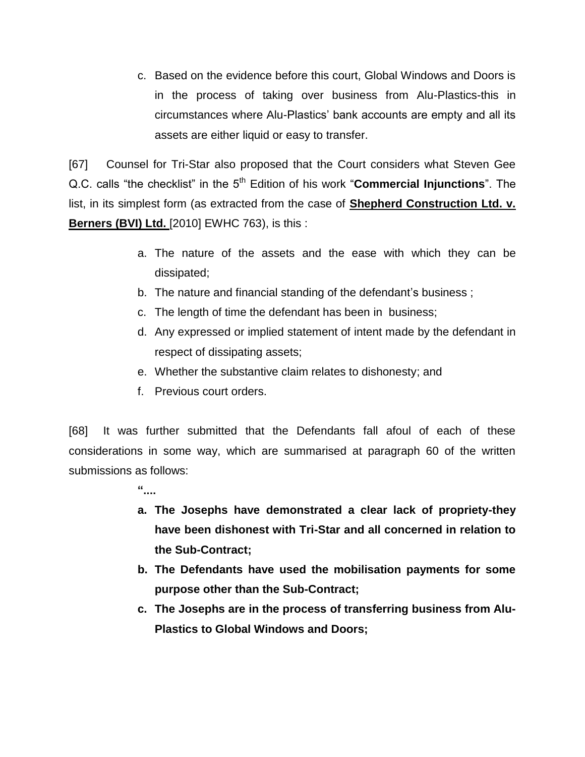c. Based on the evidence before this court, Global Windows and Doors is in the process of taking over business from Alu-Plastics-this in circumstances where Alu-Plastics' bank accounts are empty and all its assets are either liquid or easy to transfer.

[67] Counsel for Tri-Star also proposed that the Court considers what Steven Gee Q.C. calls "the checklist" in the 5th Edition of his work "**Commercial Injunctions**". The list, in its simplest form (as extracted from the case of **Shepherd Construction Ltd. v. Berners (BVI) Ltd.** [2010] EWHC 763), is this :

a. The nature of the assets and the ease with which they can be dissipated;
b. The nature and financial standing of the defendant's business ;
c. The length of time the defendant has been in business;
d. Any expressed or implied statement of intent made by the defendant in respect of dissipating assets;
e. Whether the substantive claim relates to dishonesty; and
f. Previous court orders.

[68] It was further submitted that the Defendants fall afoul of each of these considerations in some way, which are summarised at paragraph 60 of the written submissions as follows:

**"....**

**a. The Josephs have demonstrated a clear lack of propriety-they have been dishonest with Tri-Star and all concerned in relation to the Sub-Contract;**
**b. The Defendants have used the mobilisation payments for some purpose other than the Sub-Contract;**
**c. The Josephs are in the process of transferring business from Alu-Plastics to Global Windows and Doors;**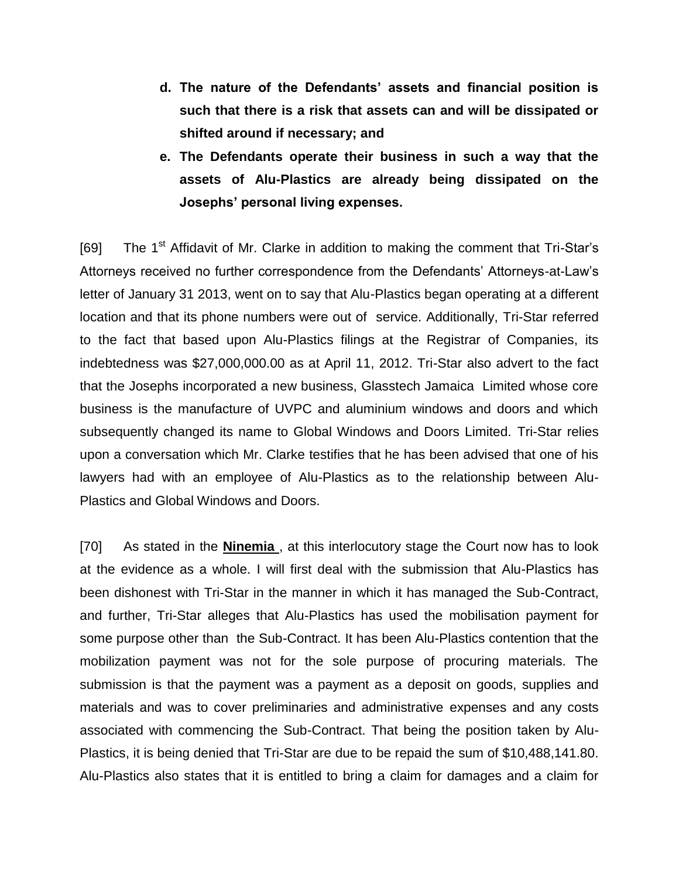d. **The nature of the Defendants' assets and financial position is such that there is a risk that assets can and will be dissipated or shifted around if necessary; and**

e. **The Defendants operate their business in such a way that the assets of Alu-Plastics are already being dissipated on the Josephs' personal living expenses.**

[69] The 1st Affidavit of Mr. Clarke in addition to making the comment that Tri-Star's Attorneys received no further correspondence from the Defendants' Attorneys-at-Law's letter of January 31 2013, went on to say that Alu-Plastics began operating at a different location and that its phone numbers were out of service. Additionally, Tri-Star referred to the fact that based upon Alu-Plastics filings at the Registrar of Companies, its indebtedness was $27,000,000.00 as at April 11, 2012. Tri-Star also advert to the fact that the Josephs incorporated a new business, Glasstech Jamaica Limited whose core business is the manufacture of UVPC and aluminium windows and doors and which subsequently changed its name to Global Windows and Doors Limited. Tri-Star relies upon a conversation which Mr. Clarke testifies that he has been advised that one of his lawyers had with an employee of Alu-Plastics as to the relationship between Alu-Plastics and Global Windows and Doors.

[70] As stated in the **Ninemia** , at this interlocutory stage the Court now has to look at the evidence as a whole. I will first deal with the submission that Alu-Plastics has been dishonest with Tri-Star in the manner in which it has managed the Sub-Contract, and further, Tri-Star alleges that Alu-Plastics has used the mobilisation payment for some purpose other than the Sub-Contract. It has been Alu-Plastics contention that the mobilization payment was not for the sole purpose of procuring materials. The submission is that the payment was a payment as a deposit on goods, supplies and materials and was to cover preliminaries and administrative expenses and any costs associated with commencing the Sub-Contract. That being the position taken by Alu-Plastics, it is being denied that Tri-Star are due to be repaid the sum of $10,488,141.80. Alu-Plastics also states that it is entitled to bring a claim for damages and a claim for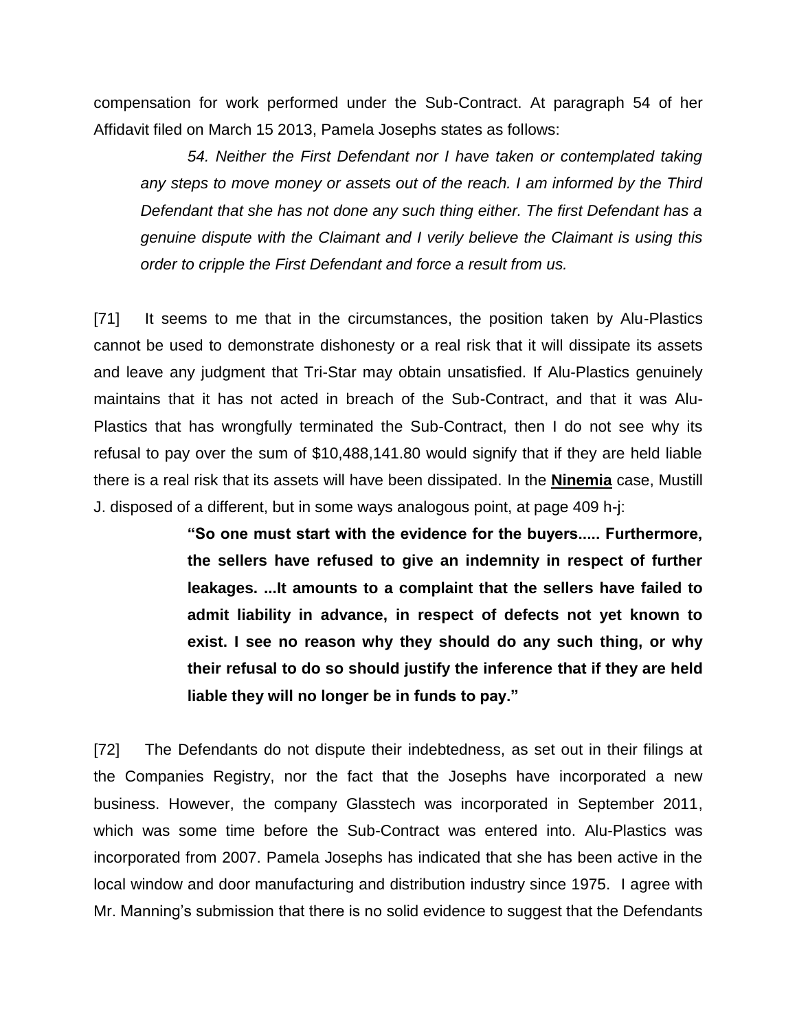compensation for work performed under the Sub-Contract. At paragraph 54 of her Affidavit filed on March 15 2013, Pamela Josephs states as follows:

> *54. Neither the First Defendant nor I have taken or contemplated taking any steps to move money or assets out of the reach. I am informed by the Third Defendant that she has not done any such thing either. The first Defendant has a genuine dispute with the Claimant and I verily believe the Claimant is using this order to cripple the First Defendant and force a result from us.*

[71] It seems to me that in the circumstances, the position taken by Alu-Plastics cannot be used to demonstrate dishonesty or a real risk that it will dissipate its assets and leave any judgment that Tri-Star may obtain unsatisfied. If Alu-Plastics genuinely maintains that it has not acted in breach of the Sub-Contract, and that it was Alu-Plastics that has wrongfully terminated the Sub-Contract, then I do not see why its refusal to pay over the sum of $10,488,141.80 would signify that if they are held liable there is a real risk that its assets will have been dissipated. In the **Ninemia** case, Mustill J. disposed of a different, but in some ways analogous point, at page 409 h-j:

> **"So one must start with the evidence for the buyers..... Furthermore, the sellers have refused to give an indemnity in respect of further leakages. ...It amounts to a complaint that the sellers have failed to admit liability in advance, in respect of defects not yet known to exist. I see no reason why they should do any such thing, or why their refusal to do so should justify the inference that if they are held liable they will no longer be in funds to pay."**

[72] The Defendants do not dispute their indebtedness, as set out in their filings at the Companies Registry, nor the fact that the Josephs have incorporated a new business. However, the company Glasstech was incorporated in September 2011, which was some time before the Sub-Contract was entered into. Alu-Plastics was incorporated from 2007. Pamela Josephs has indicated that she has been active in the local window and door manufacturing and distribution industry since 1975. I agree with Mr. Manning's submission that there is no solid evidence to suggest that the Defendants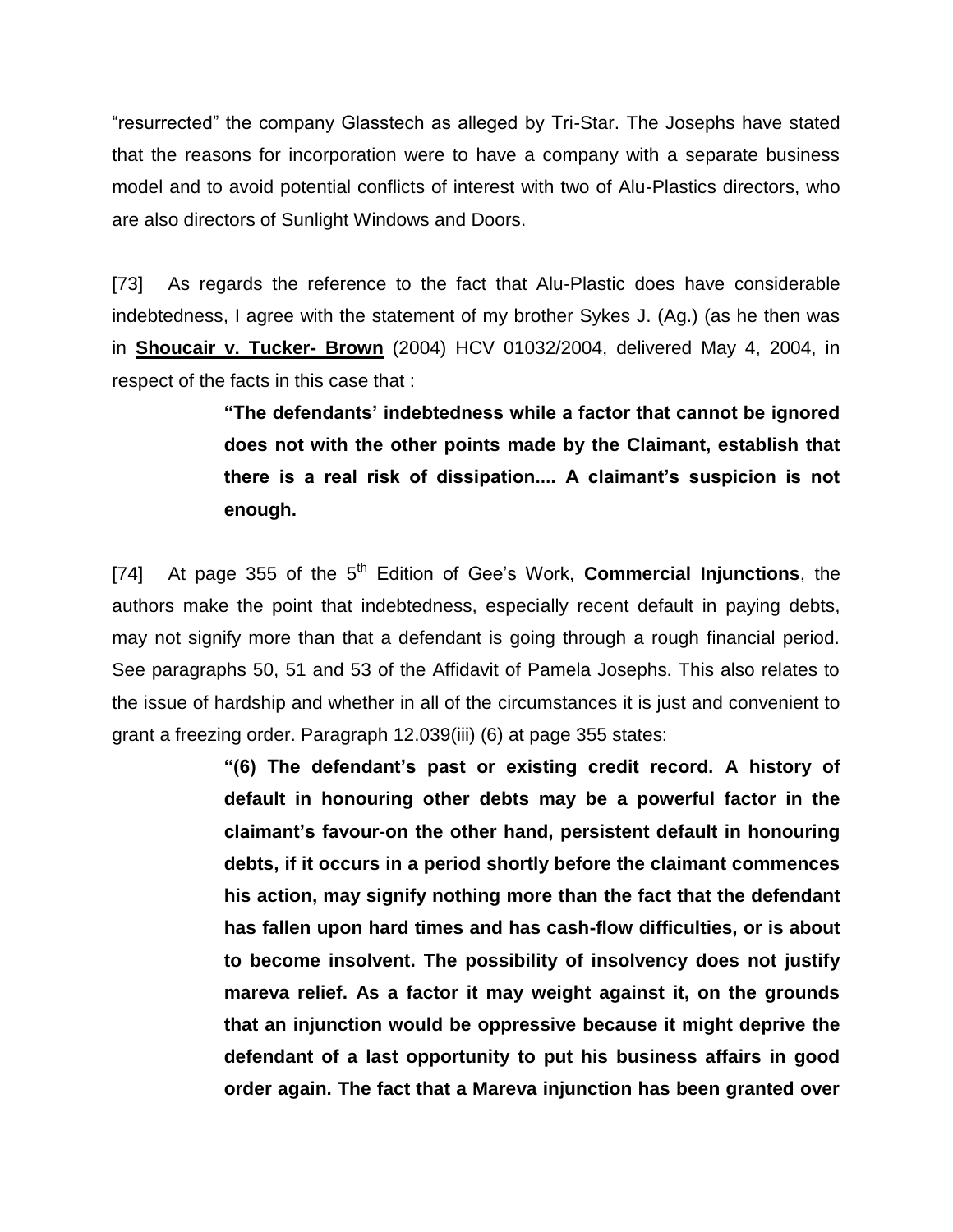"resurrected" the company Glasstech as alleged by Tri-Star. The Josephs have stated that the reasons for incorporation were to have a company with a separate business model and to avoid potential conflicts of interest with two of Alu-Plastics directors, who are also directors of Sunlight Windows and Doors.

[73] As regards the reference to the fact that Alu-Plastic does have considerable indebtedness, I agree with the statement of my brother Sykes J. (Ag.) (as he then was in **Shoucair v. Tucker- Brown** (2004) HCV 01032/2004, delivered May 4, 2004, in respect of the facts in this case that :

> **"The defendants' indebtedness while a factor that cannot be ignored does not with the other points made by the Claimant, establish that there is a real risk of dissipation.... A claimant's suspicion is not enough.**

[74] At page 355 of the 5th Edition of Gee's Work, **Commercial Injunctions**, the authors make the point that indebtedness, especially recent default in paying debts, may not signify more than that a defendant is going through a rough financial period. See paragraphs 50, 51 and 53 of the Affidavit of Pamela Josephs. This also relates to the issue of hardship and whether in all of the circumstances it is just and convenient to grant a freezing order. Paragraph 12.039(iii) (6) at page 355 states:

> **"(6) The defendant's past or existing credit record. A history of default in honouring other debts may be a powerful factor in the claimant's favour-on the other hand, persistent default in honouring debts, if it occurs in a period shortly before the claimant commences his action, may signify nothing more than the fact that the defendant has fallen upon hard times and has cash-flow difficulties, or is about to become insolvent. The possibility of insolvency does not justify mareva relief. As a factor it may weight against it, on the grounds that an injunction would be oppressive because it might deprive the defendant of a last opportunity to put his business affairs in good order again. The fact that a Mareva injunction has been granted over**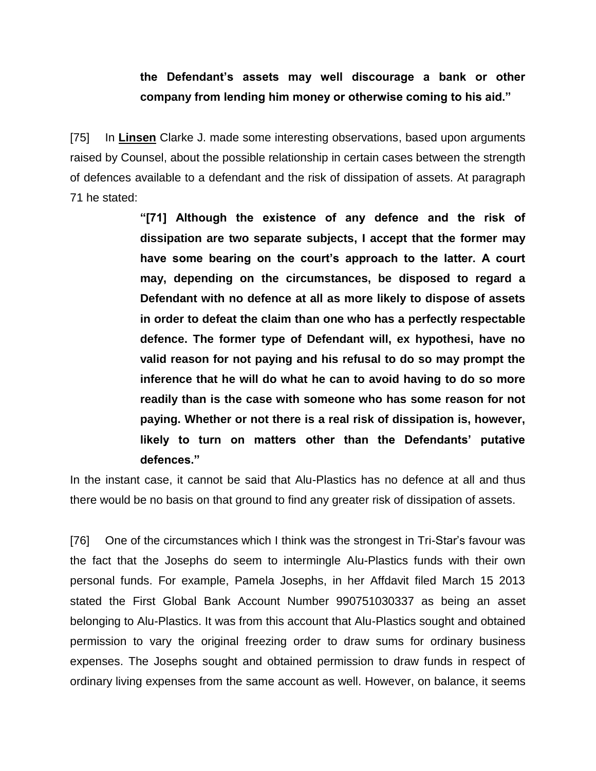> **the Defendant's assets may well discourage a bank or other company from lending him money or otherwise coming to his aid."**

[75] In **Linsen** Clarke J. made some interesting observations, based upon arguments raised by Counsel, about the possible relationship in certain cases between the strength of defences available to a defendant and the risk of dissipation of assets. At paragraph 71 he stated:

> **"[71] Although the existence of any defence and the risk of dissipation are two separate subjects, I accept that the former may have some bearing on the court's approach to the latter. A court may, depending on the circumstances, be disposed to regard a Defendant with no defence at all as more likely to dispose of assets in order to defeat the claim than one who has a perfectly respectable defence. The former type of Defendant will, ex hypothesi, have no valid reason for not paying and his refusal to do so may prompt the inference that he will do what he can to avoid having to do so more readily than is the case with someone who has some reason for not paying. Whether or not there is a real risk of dissipation is, however, likely to turn on matters other than the Defendants' putative defences."**

In the instant case, it cannot be said that Alu-Plastics has no defence at all and thus there would be no basis on that ground to find any greater risk of dissipation of assets.

[76] One of the circumstances which I think was the strongest in Tri-Star's favour was the fact that the Josephs do seem to intermingle Alu-Plastics funds with their own personal funds. For example, Pamela Josephs, in her Affdavit filed March 15 2013 stated the First Global Bank Account Number 990751030337 as being an asset belonging to Alu-Plastics. It was from this account that Alu-Plastics sought and obtained permission to vary the original freezing order to draw sums for ordinary business expenses. The Josephs sought and obtained permission to draw funds in respect of ordinary living expenses from the same account as well. However, on balance, it seems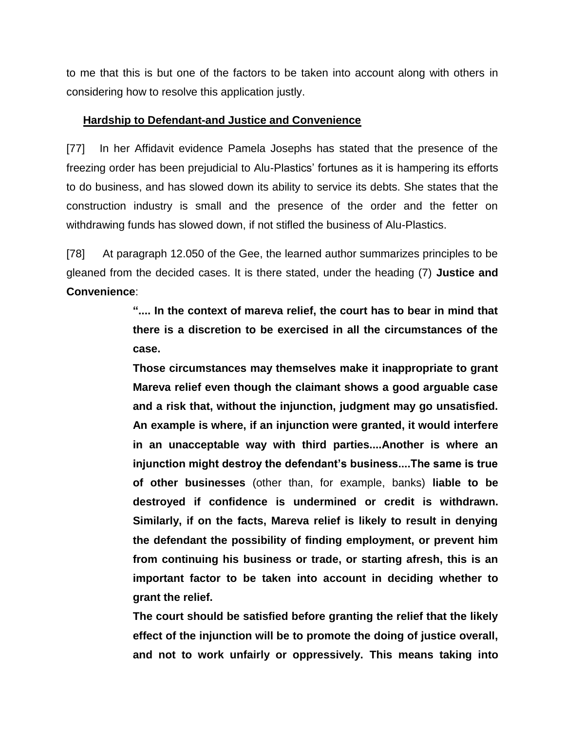to me that this is but one of the factors to be taken into account along with others in considering how to resolve this application justly.

**Hardship to Defendant-and Justice and Convenience**

[77] In her Affidavit evidence Pamela Josephs has stated that the presence of the freezing order has been prejudicial to Alu-Plastics' fortunes as it is hampering its efforts to do business, and has slowed down its ability to service its debts. She states that the construction industry is small and the presence of the order and the fetter on withdrawing funds has slowed down, if not stifled the business of Alu-Plastics.

[78] At paragraph 12.050 of the Gee, the learned author summarizes principles to be gleaned from the decided cases. It is there stated, under the heading (7) **Justice and Convenience**:

> **".... In the context of mareva relief, the court has to bear in mind that there is a discretion to be exercised in all the circumstances of the case.**
>
> **Those circumstances may themselves make it inappropriate to grant Mareva relief even though the claimant shows a good arguable case and a risk that, without the injunction, judgment may go unsatisfied. An example is where, if an injunction were granted, it would interfere in an unacceptable way with third parties....Another is where an injunction might destroy the defendant's business....The same is true of other businesses** (other than, for example, banks) **liable to be destroyed if confidence is undermined or credit is withdrawn. Similarly, if on the facts, Mareva relief is likely to result in denying the defendant the possibility of finding employment, or prevent him from continuing his business or trade, or starting afresh, this is an important factor to be taken into account in deciding whether to grant the relief.**
>
> **The court should be satisfied before granting the relief that the likely effect of the injunction will be to promote the doing of justice overall, and not to work unfairly or oppressively. This means taking into**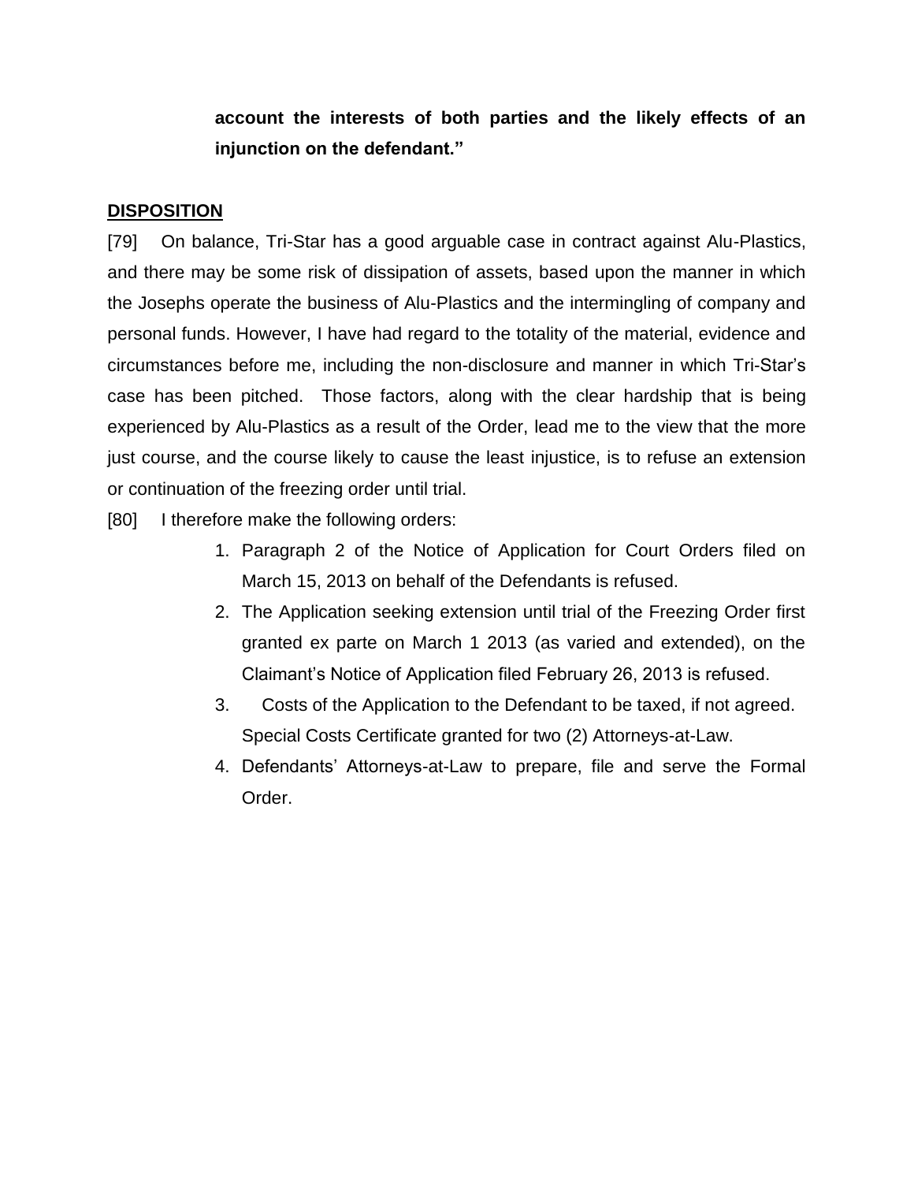**account the interests of both parties and the likely effects of an injunction on the defendant."**

**DISPOSITION**

[79] On balance, Tri-Star has a good arguable case in contract against Alu-Plastics, and there may be some risk of dissipation of assets, based upon the manner in which the Josephs operate the business of Alu-Plastics and the intermingling of company and personal funds. However, I have had regard to the totality of the material, evidence and circumstances before me, including the non-disclosure and manner in which Tri-Star's case has been pitched. Those factors, along with the clear hardship that is being experienced by Alu-Plastics as a result of the Order, lead me to the view that the more just course, and the course likely to cause the least injustice, is to refuse an extension or continuation of the freezing order until trial.

[80] I therefore make the following orders:

1. Paragraph 2 of the Notice of Application for Court Orders filed on March 15, 2013 on behalf of the Defendants is refused.
2. The Application seeking extension until trial of the Freezing Order first granted ex parte on March 1 2013 (as varied and extended), on the Claimant's Notice of Application filed February 26, 2013 is refused.
3. Costs of the Application to the Defendant to be taxed, if not agreed. Special Costs Certificate granted for two (2) Attorneys-at-Law.
4. Defendants' Attorneys-at-Law to prepare, file and serve the Formal Order.